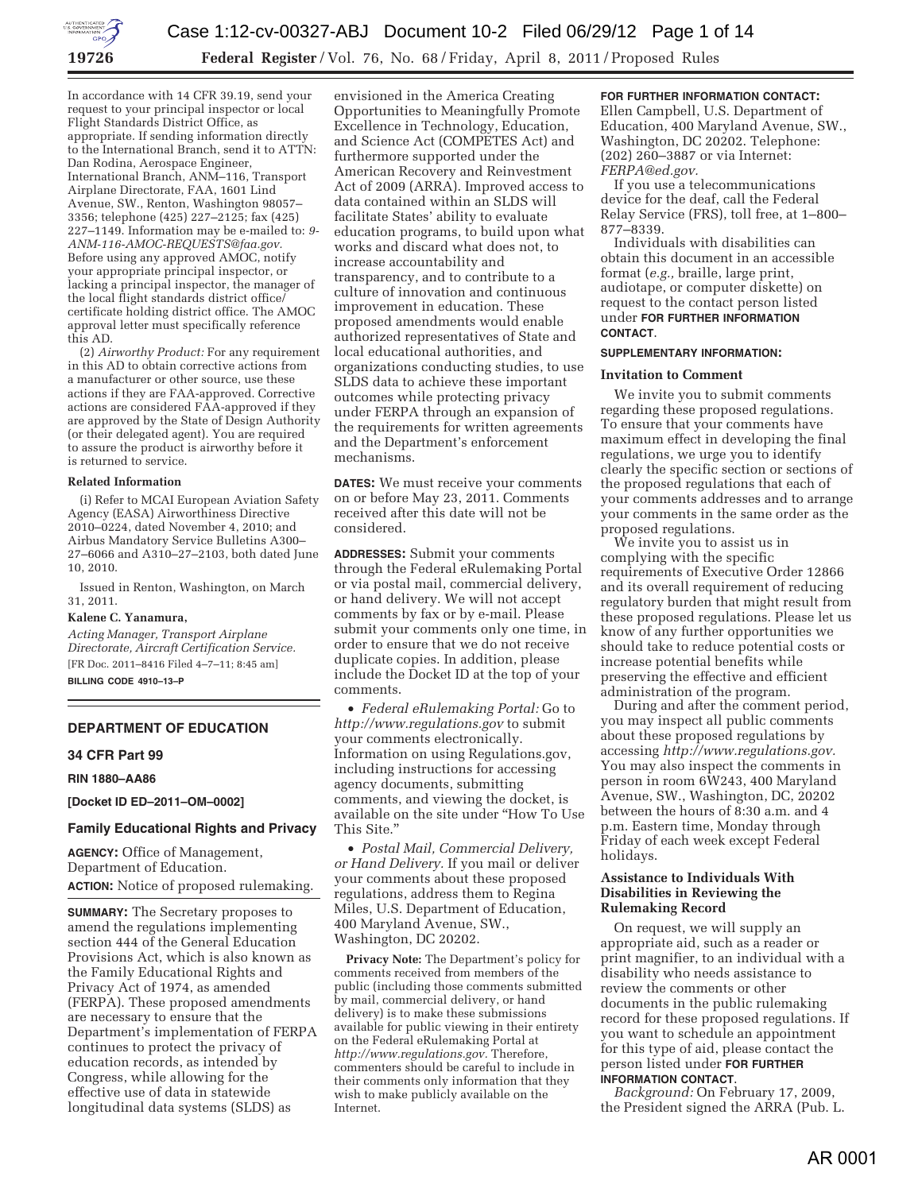In accordance with 14 CFR 39.19, send your request to your principal inspector or local Flight Standards District Office, as appropriate. If sending information directly to the International Branch, send it to ATTN: Dan Rodina, Aerospace Engineer, International Branch, ANM–116, Transport Airplane Directorate, FAA, 1601 Lind Avenue, SW., Renton, Washington 98057–3356; telephone (425) 227–2125; fax (425) 227–1149. Information may be e-mailed to: *9-ANM-116-AMOC-REQUESTS@faa.gov.* Before using any approved AMOC, notify your appropriate principal inspector, or lacking a principal inspector, the manager of the local flight standards district office/certificate holding district office. The AMOC approval letter must specifically reference this AD.

(2) *Airworthy Product:* For any requirement in this AD to obtain corrective actions from a manufacturer or other source, use these actions if they are FAA-approved. Corrective actions are considered FAA-approved if they are approved by the State of Design Authority (or their delegated agent). You are required to assure the product is airworthy before it is returned to service.

**Related Information**

(i) Refer to MCAI European Aviation Safety Agency (EASA) Airworthiness Directive 2010–0224, dated November 4, 2010; and Airbus Mandatory Service Bulletins A300–27–6066 and A310–27–2103, both dated June 10, 2010.

Issued in Renton, Washington, on March 31, 2011.

**Kalene C. Yanamura,**

*Acting Manager, Transport Airplane Directorate, Aircraft Certification Service.*

[FR Doc. 2011–8416 Filed 4–7–11; 8:45 am]

**BILLING CODE 4910–13–P**

---

## DEPARTMENT OF EDUCATION

### 34 CFR Part 99

**RIN 1880–AA86**

**[Docket ID ED–2011–OM–0002]**

### Family Educational Rights and Privacy

**AGENCY:** Office of Management, Department of Education.

**ACTION:** Notice of proposed rulemaking.

**SUMMARY:** The Secretary proposes to amend the regulations implementing section 444 of the General Education Provisions Act, which is also known as the Family Educational Rights and Privacy Act of 1974, as amended (FERPA). These proposed amendments are necessary to ensure that the Department's implementation of FERPA continues to protect the privacy of education records, as intended by Congress, while allowing for the effective use of data in statewide longitudinal data systems (SLDS) as envisioned in the America Creating Opportunities to Meaningfully Promote Excellence in Technology, Education, and Science Act (COMPETES Act) and furthermore supported under the American Recovery and Reinvestment Act of 2009 (ARRA). Improved access to data contained within an SLDS will facilitate States' ability to evaluate education programs, to build upon what works and discard what does not, to increase accountability and transparency, and to contribute to a culture of innovation and continuous improvement in education. These proposed amendments would enable authorized representatives of State and local educational authorities, and organizations conducting studies, to use SLDS data to achieve these important outcomes while protecting privacy under FERPA through an expansion of the requirements for written agreements and the Department's enforcement mechanisms.

**DATES:** We must receive your comments on or before May 23, 2011. Comments received after this date will not be considered.

**ADDRESSES:** Submit your comments through the Federal eRulemaking Portal or via postal mail, commercial delivery, or hand delivery. We will not accept comments by fax or by e-mail. Please submit your comments only one time, in order to ensure that we do not receive duplicate copies. In addition, please include the Docket ID at the top of your comments.

- *Federal eRulemaking Portal:* Go to *http://www.regulations.gov* to submit your comments electronically. Information on using Regulations.gov, including instructions for accessing agency documents, submitting comments, and viewing the docket, is available on the site under "How To Use This Site."
- *Postal Mail, Commercial Delivery, or Hand Delivery.* If you mail or deliver your comments about these proposed regulations, address them to Regina Miles, U.S. Department of Education, 400 Maryland Avenue, SW., Washington, DC 20202.

**Privacy Note:** The Department's policy for comments received from members of the public (including those comments submitted by mail, commercial delivery, or hand delivery) is to make these submissions available for public viewing in their entirety on the Federal eRulemaking Portal at *http://www.regulations.gov.* Therefore, commenters should be careful to include in their comments only information that they wish to make publicly available on the Internet.

**FOR FURTHER INFORMATION CONTACT:** Ellen Campbell, U.S. Department of Education, 400 Maryland Avenue, SW., Washington, DC 20202. Telephone: (202) 260–3887 or via Internet: *FERPA@ed.gov.*

If you use a telecommunications device for the deaf, call the Federal Relay Service (FRS), toll free, at 1–800–877–8339.

Individuals with disabilities can obtain this document in an accessible format (*e.g.,* braille, large print, audiotape, or computer diskette) on request to the contact person listed under **FOR FURTHER INFORMATION CONTACT**.

**SUPPLEMENTARY INFORMATION:**

**Invitation to Comment**

We invite you to submit comments regarding these proposed regulations. To ensure that your comments have maximum effect in developing the final regulations, we urge you to identify clearly the specific section or sections of the proposed regulations that each of your comments addresses and to arrange your comments in the same order as the proposed regulations.

We invite you to assist us in complying with the specific requirements of Executive Order 12866 and its overall requirement of reducing regulatory burden that might result from these proposed regulations. Please let us know of any further opportunities we should take to reduce potential costs or increase potential benefits while preserving the effective and efficient administration of the program.

During and after the comment period, you may inspect all public comments about these proposed regulations by accessing *http://www.regulations.gov.* You may also inspect the comments in person in room 6W243, 400 Maryland Avenue, SW., Washington, DC, 20202 between the hours of 8:30 a.m. and 4 p.m. Eastern time, Monday through Friday of each week except Federal holidays.

**Assistance to Individuals With Disabilities in Reviewing the Rulemaking Record**

On request, we will supply an appropriate aid, such as a reader or print magnifier, to an individual with a disability who needs assistance to review the comments or other documents in the public rulemaking record for these proposed regulations. If you want to schedule an appointment for this type of aid, please contact the person listed under **FOR FURTHER INFORMATION CONTACT**.

*Background:* On February 17, 2009, the President signed the ARRA (Pub. L.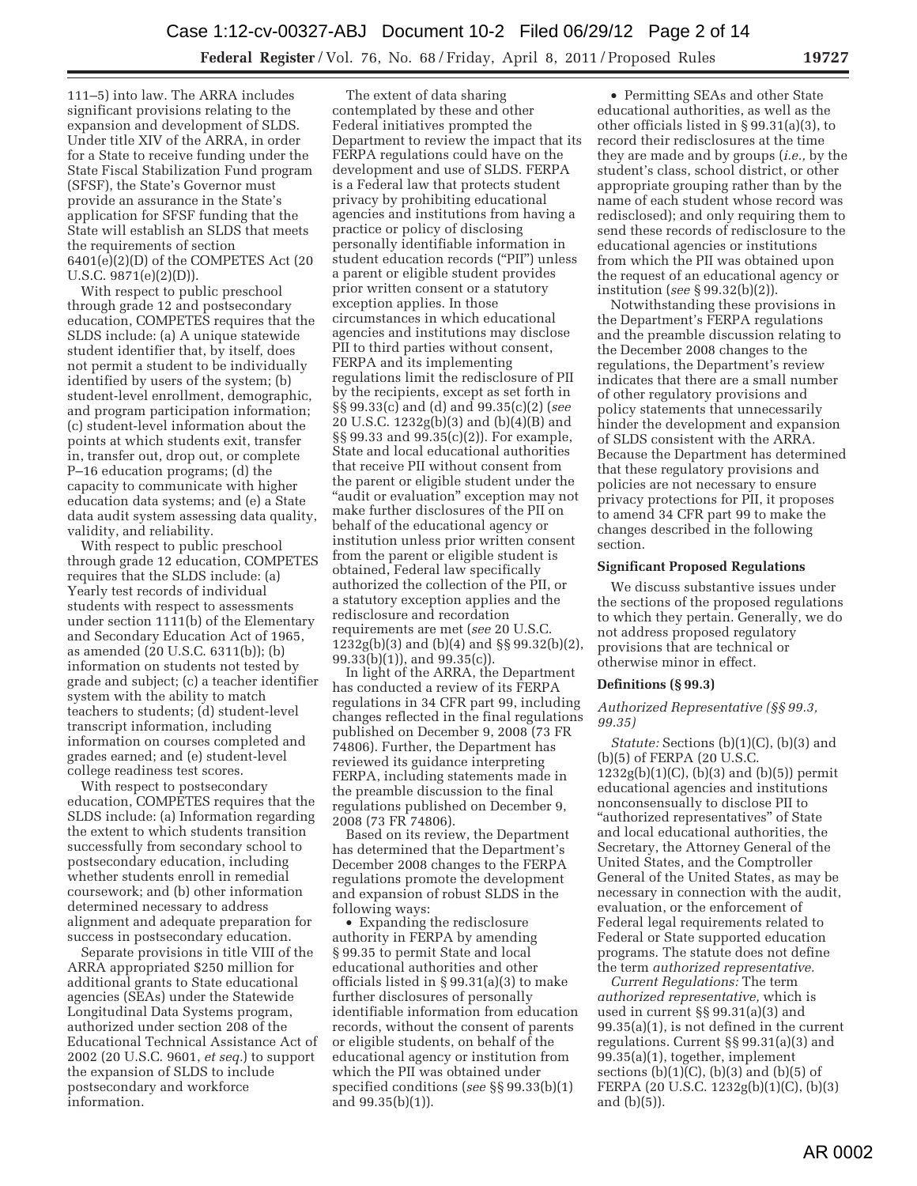111–5) into law. The ARRA includes significant provisions relating to the expansion and development of SLDS. Under title XIV of the ARRA, in order for a State to receive funding under the State Fiscal Stabilization Fund program (SFSF), the State's Governor must provide an assurance in the State's application for SFSF funding that the State will establish an SLDS that meets the requirements of section 6401(e)(2)(D) of the COMPETES Act (20 U.S.C. 9871(e)(2)(D)).

With respect to public preschool through grade 12 and postsecondary education, COMPETES requires that the SLDS include: (a) A unique statewide student identifier that, by itself, does not permit a student to be individually identified by users of the system; (b) student-level enrollment, demographic, and program participation information; (c) student-level information about the points at which students exit, transfer in, transfer out, drop out, or complete P–16 education programs; (d) the capacity to communicate with higher education data systems; and (e) a State data audit system assessing data quality, validity, and reliability.

With respect to public preschool through grade 12 education, COMPETES requires that the SLDS include: (a) Yearly test records of individual students with respect to assessments under section 1111(b) of the Elementary and Secondary Education Act of 1965, as amended (20 U.S.C. 6311(b)); (b) information on students not tested by grade and subject; (c) a teacher identifier system with the ability to match teachers to students; (d) student-level transcript information, including information on courses completed and grades earned; and (e) student-level college readiness test scores.

With respect to postsecondary education, COMPETES requires that the SLDS include: (a) Information regarding the extent to which students transition successfully from secondary school to postsecondary education, including whether students enroll in remedial coursework; and (b) other information determined necessary to address alignment and adequate preparation for success in postsecondary education.

Separate provisions in title VIII of the ARRA appropriated $250 million for additional grants to State educational agencies (SEAs) under the Statewide Longitudinal Data Systems program, authorized under section 208 of the Educational Technical Assistance Act of 2002 (20 U.S.C. 9601, *et seq.*) to support the expansion of SLDS to include postsecondary and workforce information.

The extent of data sharing contemplated by these and other Federal initiatives prompted the Department to review the impact that its FERPA regulations could have on the development and use of SLDS. FERPA is a Federal law that protects student privacy by prohibiting educational agencies and institutions from having a practice or policy of disclosing personally identifiable information in student education records ("PII") unless a parent or eligible student provides prior written consent or a statutory exception applies. In those circumstances in which educational agencies and institutions may disclose PII to third parties without consent, FERPA and its implementing regulations limit the redisclosure of PII by the recipients, except as set forth in §§ 99.33(c) and (d) and 99.35(c)(2) (*see* 20 U.S.C. 1232g(b)(3) and (b)(4)(B) and §§ 99.33 and 99.35(c)(2)). For example, State and local educational authorities that receive PII without consent from the parent or eligible student under the "audit or evaluation" exception may not make further disclosures of the PII on behalf of the educational agency or institution unless prior written consent from the parent or eligible student is obtained, Federal law specifically authorized the collection of the PII, or a statutory exception applies and the redisclosure and recordation requirements are met (*see* 20 U.S.C. 1232g(b)(3) and (b)(4) and §§ 99.32(b)(2), 99.33(b)(1)), and 99.35(c)).

In light of the ARRA, the Department has conducted a review of its FERPA regulations in 34 CFR part 99, including changes reflected in the final regulations published on December 9, 2008 (73 FR 74806). Further, the Department has reviewed its guidance interpreting FERPA, including statements made in the preamble discussion to the final regulations published on December 9, 2008 (73 FR 74806).

Based on its review, the Department has determined that the Department's December 2008 changes to the FERPA regulations promote the development and expansion of robust SLDS in the following ways:

- Expanding the redisclosure authority in FERPA by amending § 99.35 to permit State and local educational authorities and other officials listed in § 99.31(a)(3) to make further disclosures of personally identifiable information from education records, without the consent of parents or eligible students, on behalf of the educational agency or institution from which the PII was obtained under specified conditions (*see* §§ 99.33(b)(1) and 99.35(b)(1)).
- Permitting SEAs and other State educational authorities, as well as the other officials listed in § 99.31(a)(3), to record their redisclosures at the time they are made and by groups (*i.e.,* by the student's class, school district, or other appropriate grouping rather than by the name of each student whose record was redisclosed); and only requiring them to send these records of redisclosure to the educational agencies or institutions from which the PII was obtained upon the request of an educational agency or institution (*see* § 99.32(b)(2)).

Notwithstanding these provisions in the Department's FERPA regulations and the preamble discussion relating to the December 2008 changes to the regulations, the Department's review indicates that there are a small number of other regulatory provisions and policy statements that unnecessarily hinder the development and expansion of SLDS consistent with the ARRA. Because the Department has determined that these regulatory provisions and policies are not necessary to ensure privacy protections for PII, it proposes to amend 34 CFR part 99 to make the changes described in the following section.

### Significant Proposed Regulations

We discuss substantive issues under the sections of the proposed regulations to which they pertain. Generally, we do not address proposed regulatory provisions that are technical or otherwise minor in effect.

### Definitions (§ 99.3)

#### *Authorized Representative (§§ 99.3, 99.35)*

*Statute:* Sections (b)(1)(C), (b)(3) and (b)(5) of FERPA (20 U.S.C. 1232g(b)(1)(C), (b)(3) and (b)(5)) permit educational agencies and institutions nonconsensually to disclose PII to "authorized representatives" of State and local educational authorities, the Secretary, the Attorney General of the United States, and the Comptroller General of the United States, as may be necessary in connection with the audit, evaluation, or the enforcement of Federal legal requirements related to Federal or State supported education programs. The statute does not define the term *authorized representative.*

*Current Regulations:* The term *authorized representative,* which is used in current §§ 99.31(a)(3) and 99.35(a)(1), is not defined in the current regulations. Current §§ 99.31(a)(3) and 99.35(a)(1), together, implement sections (b)(1)(C), (b)(3) and (b)(5) of FERPA (20 U.S.C. 1232g(b)(1)(C), (b)(3) and (b)(5)).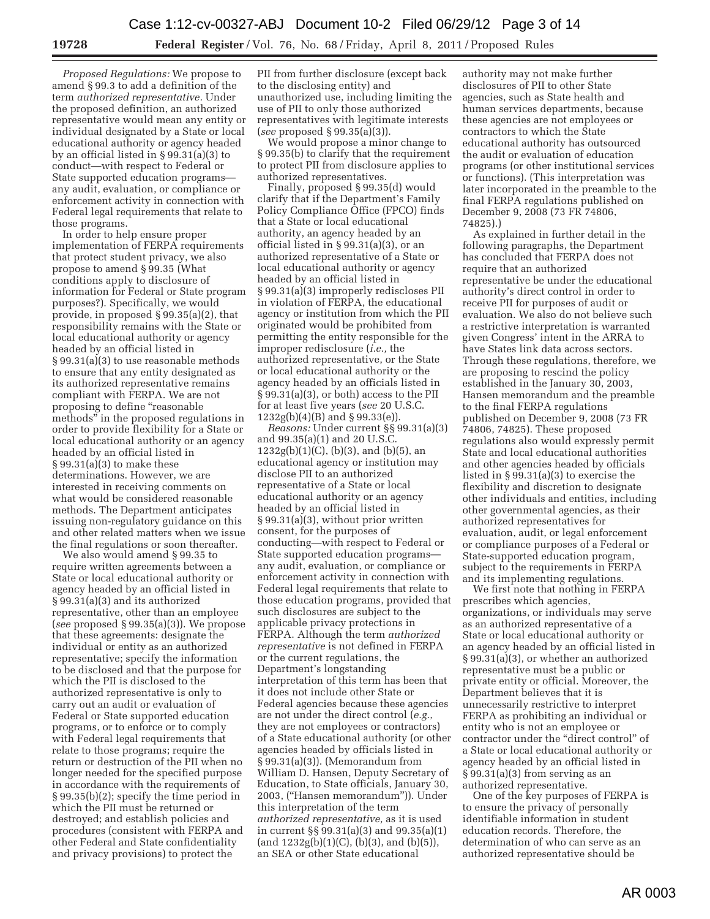*Proposed Regulations:* We propose to amend § 99.3 to add a definition of the term *authorized representative.* Under the proposed definition, an authorized representative would mean any entity or individual designated by a State or local educational authority or agency headed by an official listed in § 99.31(a)(3) to conduct—with respect to Federal or State supported education programs—any audit, evaluation, or compliance or enforcement activity in connection with Federal legal requirements that relate to those programs.

In order to help ensure proper implementation of FERPA requirements that protect student privacy, we also propose to amend § 99.35 (What conditions apply to disclosure of information for Federal or State program purposes?). Specifically, we would provide, in proposed § 99.35(a)(2), that responsibility remains with the State or local educational authority or agency headed by an official listed in § 99.31(a)(3) to use reasonable methods to ensure that any entity designated as its authorized representative remains compliant with FERPA. We are not proposing to define "reasonable methods" in the proposed regulations in order to provide flexibility for a State or local educational authority or an agency headed by an official listed in § 99.31(a)(3) to make these determinations. However, we are interested in receiving comments on what would be considered reasonable methods. The Department anticipates issuing non-regulatory guidance on this and other related matters when we issue the final regulations or soon thereafter.

We also would amend § 99.35 to require written agreements between a State or local educational authority or agency headed by an official listed in § 99.31(a)(3) and its authorized representative, other than an employee (*see* proposed § 99.35(a)(3)). We propose that these agreements: designate the individual or entity as an authorized representative; specify the information to be disclosed and that the purpose for which the PII is disclosed to the authorized representative is only to carry out an audit or evaluation of Federal or State supported education programs, or to enforce or to comply with Federal legal requirements that relate to those programs; require the return or destruction of the PII when no longer needed for the specified purpose in accordance with the requirements of § 99.35(b)(2); specify the time period in which the PII must be returned or destroyed; and establish policies and procedures (consistent with FERPA and other Federal and State confidentiality and privacy provisions) to protect the PII from further disclosure (except back to the disclosing entity) and unauthorized use, including limiting the use of PII to only those authorized representatives with legitimate interests (*see* proposed § 99.35(a)(3)).

We would propose a minor change to § 99.35(b) to clarify that the requirement to protect PII from disclosure applies to authorized representatives.

Finally, proposed § 99.35(d) would clarify that if the Department's Family Policy Compliance Office (FPCO) finds that a State or local educational authority, an agency headed by an official listed in § 99.31(a)(3), or an authorized representative of a State or local educational authority or agency headed by an official listed in § 99.31(a)(3) improperly rediscloses PII in violation of FERPA, the educational agency or institution from which the PII originated would be prohibited from permitting the entity responsible for the improper redisclosure (*i.e.,* the authorized representative, or the State or local educational authority or the agency headed by an officials listed in § 99.31(a)(3), or both) access to the PII for at least five years (*see* 20 U.S.C. 1232g(b)(4)(B) and § 99.33(e)).

*Reasons:* Under current §§ 99.31(a)(3) and 99.35(a)(1) and 20 U.S.C. 1232g(b)(1)(C), (b)(3), and (b)(5), an educational agency or institution may disclose PII to an authorized representative of a State or local educational authority or an agency headed by an official listed in § 99.31(a)(3), without prior written consent, for the purposes of conducting—with respect to Federal or State supported education programs—any audit, evaluation, or compliance or enforcement activity in connection with Federal legal requirements that relate to those education programs, provided that such disclosures are subject to the applicable privacy protections in FERPA. Although the term *authorized representative* is not defined in FERPA or the current regulations, the Department's longstanding interpretation of this term has been that it does not include other State or Federal agencies because these agencies are not under the direct control (*e.g.,* they are not employees or contractors) of a State educational authority (or other agencies headed by officials listed in § 99.31(a)(3)). (Memorandum from William D. Hansen, Deputy Secretary of Education, to State officials, January 30, 2003, ("Hansen memorandum")). Under this interpretation of the term *authorized representative,* as it is used in current §§ 99.31(a)(3) and 99.35(a)(1) (and 1232g(b)(1)(C), (b)(3), and (b)(5)), an SEA or other State educational authority may not make further disclosures of PII to other State agencies, such as State health and human services departments, because these agencies are not employees or contractors to which the State educational authority has outsourced the audit or evaluation of education programs (or other institutional services or functions). (This interpretation was later incorporated in the preamble to the final FERPA regulations published on December 9, 2008 (73 FR 74806, 74825).)

As explained in further detail in the following paragraphs, the Department has concluded that FERPA does not require that an authorized representative be under the educational authority's direct control in order to receive PII for purposes of audit or evaluation. We also do not believe such a restrictive interpretation is warranted given Congress' intent in the ARRA to have States link data across sectors. Through these regulations, therefore, we are proposing to rescind the policy established in the January 30, 2003, Hansen memorandum and the preamble to the final FERPA regulations published on December 9, 2008 (73 FR 74806, 74825). These proposed regulations also would expressly permit State and local educational authorities and other agencies headed by officials listed in § 99.31(a)(3) to exercise the flexibility and discretion to designate other individuals and entities, including other governmental agencies, as their authorized representatives for evaluation, audit, or legal enforcement or compliance purposes of a Federal or State-supported education program, subject to the requirements in FERPA and its implementing regulations.

We first note that nothing in FERPA prescribes which agencies, organizations, or individuals may serve as an authorized representative of a State or local educational authority or an agency headed by an official listed in § 99.31(a)(3), or whether an authorized representative must be a public or private entity or official. Moreover, the Department believes that it is unnecessarily restrictive to interpret FERPA as prohibiting an individual or entity who is not an employee or contractor under the "direct control" of a State or local educational authority or agency headed by an official listed in § 99.31(a)(3) from serving as an authorized representative.

One of the key purposes of FERPA is to ensure the privacy of personally identifiable information in student education records. Therefore, the determination of who can serve as an authorized representative should be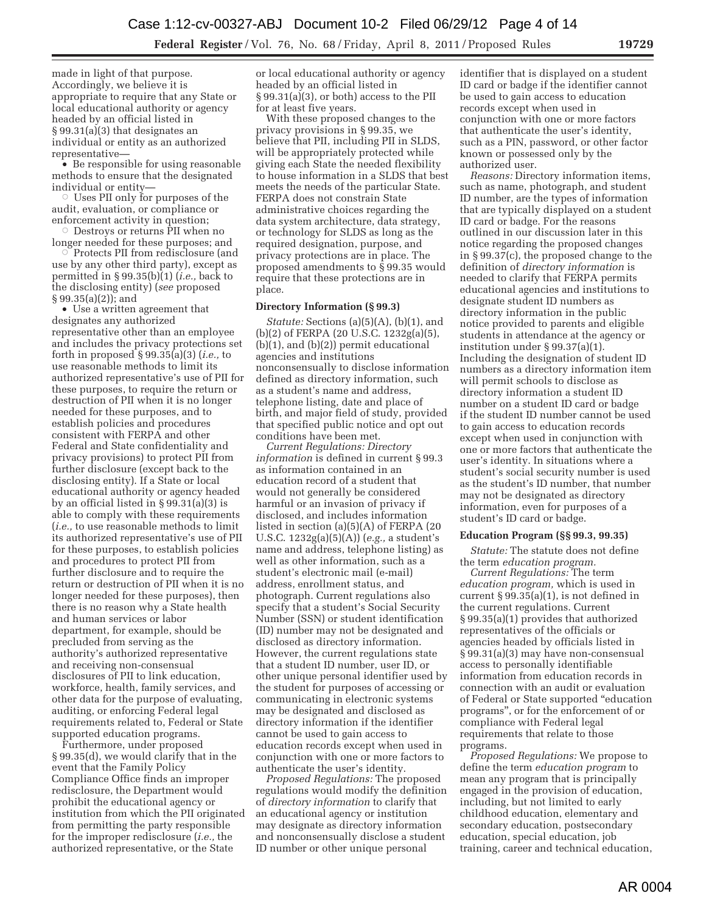made in light of that purpose. Accordingly, we believe it is appropriate to require that any State or local educational authority or agency headed by an official listed in § 99.31(a)(3) that designates an individual or entity as an authorized representative—

- Be responsible for using reasonable methods to ensure that the designated individual or entity—
  - Uses PII only for purposes of the audit, evaluation, or compliance or enforcement activity in question;
  - Destroys or returns PII when no longer needed for these purposes; and
  - Protects PII from redisclosure (and use by any other third party), except as permitted in § 99.35(b)(1) (*i.e.,* back to the disclosing entity) (*see* proposed § 99.35(a)(2)); and
- Use a written agreement that designates any authorized representative other than an employee and includes the privacy protections set forth in proposed § 99.35(a)(3) (*i.e.,* to use reasonable methods to limit its authorized representative's use of PII for these purposes, to require the return or destruction of PII when it is no longer needed for these purposes, and to establish policies and procedures consistent with FERPA and other Federal and State confidentiality and privacy provisions) to protect PII from further disclosure (except back to the disclosing entity). If a State or local educational authority or agency headed by an official listed in § 99.31(a)(3) is able to comply with these requirements (*i.e.,* to use reasonable methods to limit its authorized representative's use of PII for these purposes, to establish policies and procedures to protect PII from further disclosure and to require the return or destruction of PII when it is no longer needed for these purposes), then there is no reason why a State health and human services or labor department, for example, should be precluded from serving as the authority's authorized representative and receiving non-consensual disclosures of PII to link education, workforce, health, family services, and other data for the purpose of evaluating, auditing, or enforcing Federal legal requirements related to, Federal or State supported education programs.

Furthermore, under proposed § 99.35(d), we would clarify that in the event that the Family Policy Compliance Office finds an improper redisclosure, the Department would prohibit the educational agency or institution from which the PII originated from permitting the party responsible for the improper redisclosure (*i.e.,* the authorized representative, or the State or local educational authority or agency headed by an official listed in § 99.31(a)(3), or both) access to the PII for at least five years.

With these proposed changes to the privacy provisions in § 99.35, we believe that PII, including PII in SLDS, will be appropriately protected while giving each State the needed flexibility to house information in a SLDS that best meets the needs of the particular State. FERPA does not constrain State administrative choices regarding the data system architecture, data strategy, or technology for SLDS as long as the required designation, purpose, and privacy protections are in place. The proposed amendments to § 99.35 would require that these protections are in place.

**Directory Information (§ 99.3)**

*Statute:* Sections (a)(5)(A), (b)(1), and (b)(2) of FERPA (20 U.S.C. 1232g(a)(5), (b)(1), and (b)(2)) permit educational agencies and institutions nonconsensually to disclose information defined as directory information, such as a student's name and address, telephone listing, date and place of birth, and major field of study, provided that specified public notice and opt out conditions have been met.

*Current Regulations: Directory information* is defined in current § 99.3 as information contained in an education record of a student that would not generally be considered harmful or an invasion of privacy if disclosed, and includes information listed in section (a)(5)(A) of FERPA (20 U.S.C. 1232g(a)(5)(A)) (*e.g.,* a student's name and address, telephone listing) as well as other information, such as a student's electronic mail (e-mail) address, enrollment status, and photograph. Current regulations also specify that a student's Social Security Number (SSN) or student identification (ID) number may not be designated and disclosed as directory information. However, the current regulations state that a student ID number, user ID, or other unique personal identifier used by the student for purposes of accessing or communicating in electronic systems may be designated and disclosed as directory information if the identifier cannot be used to gain access to education records except when used in conjunction with one or more factors to authenticate the user's identity.

*Proposed Regulations:* The proposed regulations would modify the definition of *directory information* to clarify that an educational agency or institution may designate as directory information and nonconsensually disclose a student ID number or other unique personal identifier that is displayed on a student ID card or badge if the identifier cannot be used to gain access to education records except when used in conjunction with one or more factors that authenticate the user's identity, such as a PIN, password, or other factor known or possessed only by the authorized user.

*Reasons:* Directory information items, such as name, photograph, and student ID number, are the types of information that are typically displayed on a student ID card or badge. For the reasons outlined in our discussion later in this notice regarding the proposed changes in § 99.37(c), the proposed change to the definition of *directory information* is needed to clarify that FERPA permits educational agencies and institutions to designate student ID numbers as directory information in the public notice provided to parents and eligible students in attendance at the agency or institution under § 99.37(a)(1). Including the designation of student ID numbers as a directory information item will permit schools to disclose as directory information a student ID number on a student ID card or badge if the student ID number cannot be used to gain access to education records except when used in conjunction with one or more factors that authenticate the user's identity. In situations where a student's social security number is used as the student's ID number, that number may not be designated as directory information, even for purposes of a student's ID card or badge.

**Education Program (§§ 99.3, 99.35)**

*Statute:* The statute does not define the term *education program.*

*Current Regulations:* The term *education program,* which is used in current § 99.35(a)(1), is not defined in the current regulations. Current § 99.35(a)(1) provides that authorized representatives of the officials or agencies headed by officials listed in § 99.31(a)(3) may have non-consensual access to personally identifiable information from education records in connection with an audit or evaluation of Federal or State supported "education programs", or for the enforcement of or compliance with Federal legal requirements that relate to those programs.

*Proposed Regulations:* We propose to define the term *education program* to mean any program that is principally engaged in the provision of education, including, but not limited to early childhood education, elementary and secondary education, postsecondary education, special education, job training, career and technical education,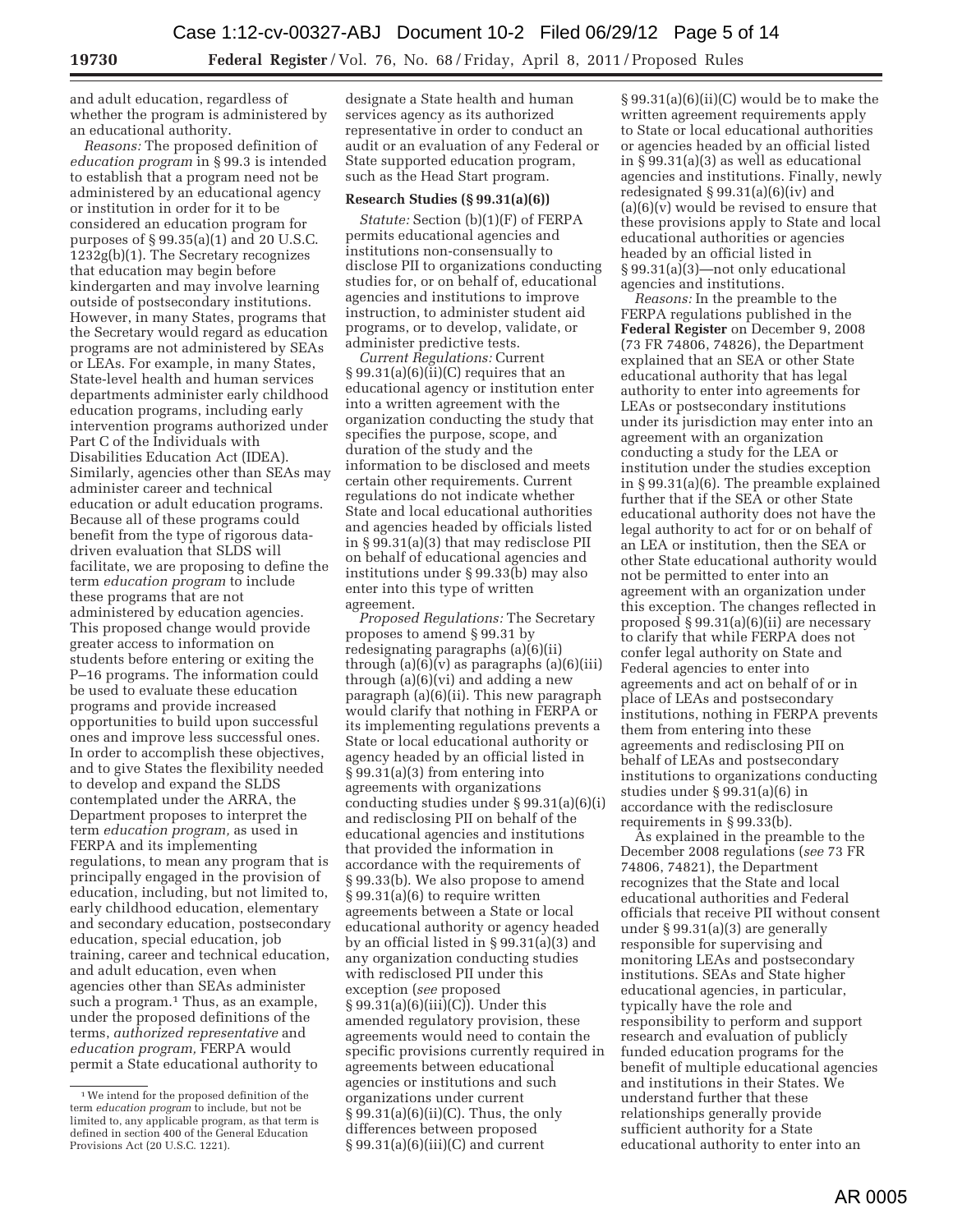and adult education, regardless of whether the program is administered by an educational authority.

*Reasons:* The proposed definition of *education program* in § 99.3 is intended to establish that a program need not be administered by an educational agency or institution in order for it to be considered an education program for purposes of § 99.35(a)(1) and 20 U.S.C. 1232g(b)(1). The Secretary recognizes that education may begin before kindergarten and may involve learning outside of postsecondary institutions. However, in many States, programs that the Secretary would regard as education programs are not administered by SEAs or LEAs. For example, in many States, State-level health and human services departments administer early childhood education programs, including early intervention programs authorized under Part C of the Individuals with Disabilities Education Act (IDEA). Similarly, agencies other than SEAs may administer career and technical education or adult education programs. Because all of these programs could benefit from the type of rigorous data-driven evaluation that SLDS will facilitate, we are proposing to define the term *education program* to include these programs that are not administered by education agencies. This proposed change would provide greater access to information on students before entering or exiting the P–16 programs. The information could be used to evaluate these education programs and provide increased opportunities to build upon successful ones and improve less successful ones. In order to accomplish these objectives, and to give States the flexibility needed to develop and expand the SLDS contemplated under the ARRA, the Department proposes to interpret the term *education program,* as used in FERPA and its implementing regulations, to mean any program that is principally engaged in the provision of education, including, but not limited to, early childhood education, elementary and secondary education, postsecondary education, special education, job training, career and technical education, and adult education, even when agencies other than SEAs administer such a program.[1] Thus, as an example, under the proposed definitions of the terms, *authorized representative* and *education program,* FERPA would permit a State educational authority to designate a State health and human services agency as its authorized representative in order to conduct an audit or an evaluation of any Federal or State supported education program, such as the Head Start program.

[1] We intend for the proposed definition of the term *education program* to include, but not be limited to, any applicable program, as that term is defined in section 400 of the General Education Provisions Act (20 U.S.C. 1221).

### Research Studies (§ 99.31(a)(6))

*Statute:* Section (b)(1)(F) of FERPA permits educational agencies and institutions non-consensually to disclose PII to organizations conducting studies for, or on behalf of, educational agencies and institutions to improve instruction, to administer student aid programs, or to develop, validate, or administer predictive tests.

*Current Regulations:* Current § 99.31(a)(6)(ii)(C) requires that an educational agency or institution enter into a written agreement with the organization conducting the study that specifies the purpose, scope, and duration of the study and the information to be disclosed and meets certain other requirements. Current regulations do not indicate whether State and local educational authorities and agencies headed by officials listed in § 99.31(a)(3) that may redisclose PII on behalf of educational agencies and institutions under § 99.33(b) may also enter into this type of written agreement.

*Proposed Regulations:* The Secretary proposes to amend § 99.31 by redesignating paragraphs (a)(6)(ii) through (a)(6)(v) as paragraphs (a)(6)(iii) through (a)(6)(vi) and adding a new paragraph (a)(6)(ii). This new paragraph would clarify that nothing in FERPA or its implementing regulations prevents a State or local educational authority or agency headed by an official listed in § 99.31(a)(3) from entering into agreements with organizations conducting studies under § 99.31(a)(6)(i) and redisclosing PII on behalf of the educational agencies and institutions that provided the information in accordance with the requirements of § 99.33(b). We also propose to amend § 99.31(a)(6) to require written agreements between a State or local educational authority or agency headed by an official listed in § 99.31(a)(3) and any organization conducting studies with redisclosed PII under this exception (*see* proposed § 99.31(a)(6)(iii)(C)). Under this amended regulatory provision, these agreements would need to contain the specific provisions currently required in agreements between educational agencies or institutions and such organizations under current § 99.31(a)(6)(ii)(C). Thus, the only differences between proposed § 99.31(a)(6)(iii)(C) and current § 99.31(a)(6)(ii)(C) would be to make the written agreement requirements apply to State or local educational authorities or agencies headed by an official listed in § 99.31(a)(3) as well as educational agencies and institutions. Finally, newly redesignated § 99.31(a)(6)(iv) and (a)(6)(v) would be revised to ensure that these provisions apply to State and local educational authorities or agencies headed by an official listed in § 99.31(a)(3)—not only educational agencies and institutions.

*Reasons:* In the preamble to the FERPA regulations published in the **Federal Register** on December 9, 2008 (73 FR 74806, 74826), the Department explained that an SEA or other State educational authority that has legal authority to enter into agreements for LEAs or postsecondary institutions under its jurisdiction may enter into an agreement with an organization conducting a study for the LEA or institution under the studies exception in § 99.31(a)(6). The preamble explained further that if the SEA or other State educational authority does not have the legal authority to act for or on behalf of an LEA or institution, then the SEA or other State educational authority would not be permitted to enter into an agreement with an organization under this exception. The changes reflected in proposed § 99.31(a)(6)(ii) are necessary to clarify that while FERPA does not confer legal authority on State and Federal agencies to enter into agreements and act on behalf of or in place of LEAs and postsecondary institutions, nothing in FERPA prevents them from entering into these agreements and redisclosing PII on behalf of LEAs and postsecondary institutions to organizations conducting studies under § 99.31(a)(6) in accordance with the redisclosure requirements in § 99.33(b).

As explained in the preamble to the December 2008 regulations (*see* 73 FR 74806, 74821), the Department recognizes that the State and local educational authorities and Federal officials that receive PII without consent under § 99.31(a)(3) are generally responsible for supervising and monitoring LEAs and postsecondary institutions. SEAs and State higher educational agencies, in particular, typically have the role and responsibility to perform and support research and evaluation of publicly funded education programs for the benefit of multiple educational agencies and institutions in their States. We understand further that these relationships generally provide sufficient authority for a State educational authority to enter into an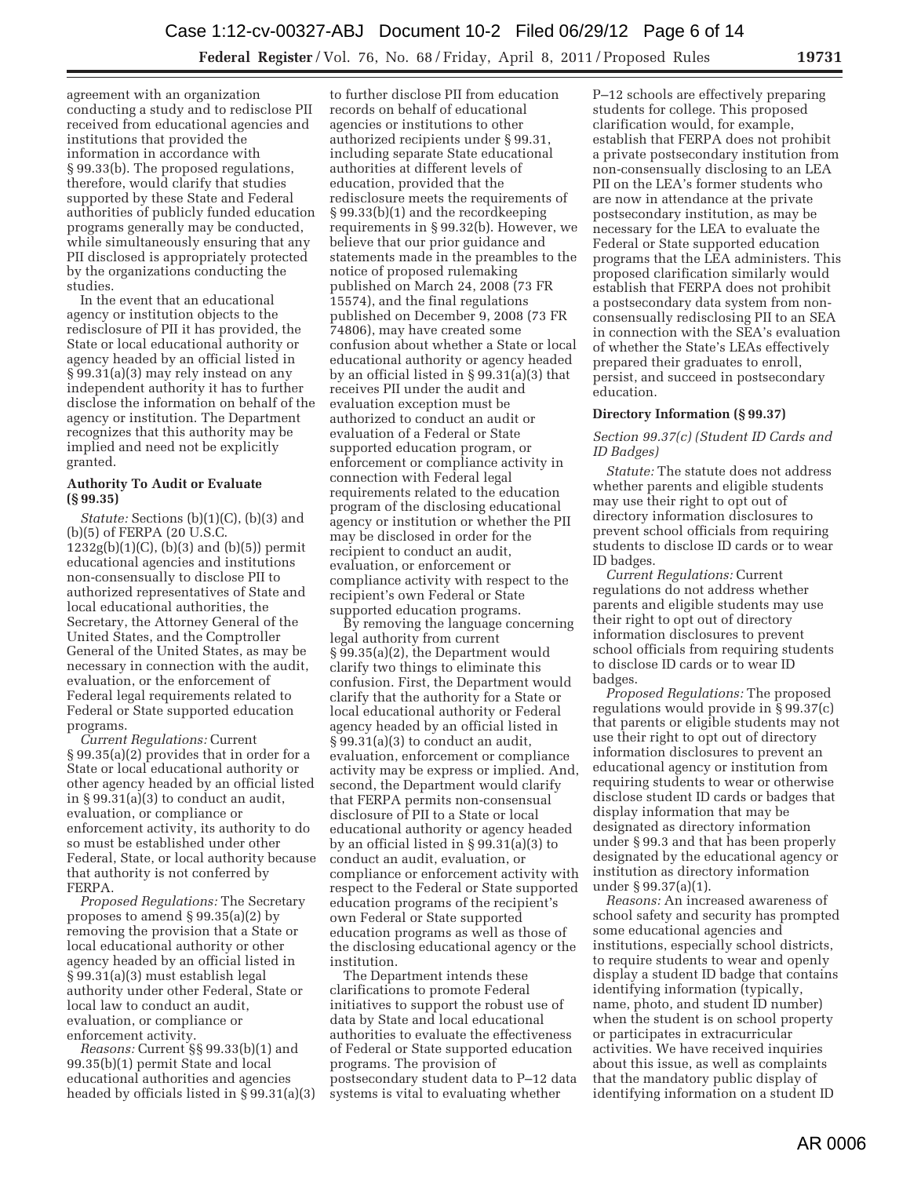agreement with an organization conducting a study and to redisclose PII received from educational agencies and institutions that provided the information in accordance with § 99.33(b). The proposed regulations, therefore, would clarify that studies supported by these State and Federal authorities of publicly funded education programs generally may be conducted, while simultaneously ensuring that any PII disclosed is appropriately protected by the organizations conducting the studies.

In the event that an educational agency or institution objects to the redisclosure of PII it has provided, the State or local educational authority or agency headed by an official listed in § 99.31(a)(3) may rely instead on any independent authority it has to further disclose the information on behalf of the agency or institution. The Department recognizes that this authority may be implied and need not be explicitly granted.

### Authority To Audit or Evaluate (§ 99.35)

*Statute:* Sections (b)(1)(C), (b)(3) and (b)(5) of FERPA (20 U.S.C. 1232g(b)(1)(C), (b)(3) and (b)(5)) permit educational agencies and institutions non-consensually to disclose PII to authorized representatives of State and local educational authorities, the Secretary, the Attorney General of the United States, and the Comptroller General of the United States, as may be necessary in connection with the audit, evaluation, or the enforcement of Federal legal requirements related to Federal or State supported education programs.

*Current Regulations:* Current § 99.35(a)(2) provides that in order for a State or local educational authority or other agency headed by an official listed in § 99.31(a)(3) to conduct an audit, evaluation, or compliance or enforcement activity, its authority to do so must be established under other Federal, State, or local authority because that authority is not conferred by FERPA.

*Proposed Regulations:* The Secretary proposes to amend § 99.35(a)(2) by removing the provision that a State or local educational authority or other agency headed by an official listed in § 99.31(a)(3) must establish legal authority under other Federal, State or local law to conduct an audit, evaluation, or compliance or enforcement activity.

*Reasons:* Current §§ 99.33(b)(1) and 99.35(b)(1) permit State and local educational authorities and agencies headed by officials listed in § 99.31(a)(3) to further disclose PII from education records on behalf of educational agencies or institutions to other authorized recipients under § 99.31, including separate State educational authorities at different levels of education, provided that the redisclosure meets the requirements of § 99.33(b)(1) and the recordkeeping requirements in § 99.32(b). However, we believe that our prior guidance and statements made in the preambles to the notice of proposed rulemaking published on March 24, 2008 (73 FR 15574), and the final regulations published on December 9, 2008 (73 FR 74806), may have created some confusion about whether a State or local educational authority or agency headed by an official listed in § 99.31(a)(3) that receives PII under the audit and evaluation exception must be authorized to conduct an audit or evaluation of a Federal or State supported education program, or enforcement or compliance activity in connection with Federal legal requirements related to the education program of the disclosing educational agency or institution or whether the PII may be disclosed in order for the recipient to conduct an audit, evaluation, or enforcement or compliance activity with respect to the recipient's own Federal or State supported education programs.

By removing the language concerning legal authority from current § 99.35(a)(2), the Department would clarify two things to eliminate this confusion. First, the Department would clarify that the authority for a State or local educational authority or Federal agency headed by an official listed in § 99.31(a)(3) to conduct an audit, evaluation, enforcement or compliance activity may be express or implied. And, second, the Department would clarify that FERPA permits non-consensual disclosure of PII to a State or local educational authority or agency headed by an official listed in § 99.31(a)(3) to conduct an audit, evaluation, or compliance or enforcement activity with respect to the Federal or State supported education programs of the recipient's own Federal or State supported education programs as well as those of the disclosing educational agency or the institution.

The Department intends these clarifications to promote Federal initiatives to support the robust use of data by State and local educational authorities to evaluate the effectiveness of Federal or State supported education programs. The provision of postsecondary student data to P–12 data systems is vital to evaluating whether P–12 schools are effectively preparing students for college. This proposed clarification would, for example, establish that FERPA does not prohibit a private postsecondary institution from non-consensually disclosing to an LEA PII on the LEA's former students who are now in attendance at the private postsecondary institution, as may be necessary for the LEA to evaluate the Federal or State supported education programs that the LEA administers. This proposed clarification similarly would establish that FERPA does not prohibit a postsecondary data system from non-consensually redisclosing PII to an SEA in connection with the SEA's evaluation of whether the State's LEAs effectively prepared their graduates to enroll, persist, and succeed in postsecondary education.

### Directory Information (§ 99.37)

#### *Section 99.37(c) (Student ID Cards and ID Badges)*

*Statute:* The statute does not address whether parents and eligible students may use their right to opt out of directory information disclosures to prevent school officials from requiring students to disclose ID cards or to wear ID badges.

*Current Regulations:* Current regulations do not address whether parents and eligible students may use their right to opt out of directory information disclosures to prevent school officials from requiring students to disclose ID cards or to wear ID badges.

*Proposed Regulations:* The proposed regulations would provide in § 99.37(c) that parents or eligible students may not use their right to opt out of directory information disclosures to prevent an educational agency or institution from requiring students to wear or otherwise disclose student ID cards or badges that display information that may be designated as directory information under § 99.3 and that has been properly designated by the educational agency or institution as directory information under § 99.37(a)(1).

*Reasons:* An increased awareness of school safety and security has prompted some educational agencies and institutions, especially school districts, to require students to wear and openly display a student ID badge that contains identifying information (typically, name, photo, and student ID number) when the student is on school property or participates in extracurricular activities. We have received inquiries about this issue, as well as complaints that the mandatory public display of identifying information on a student ID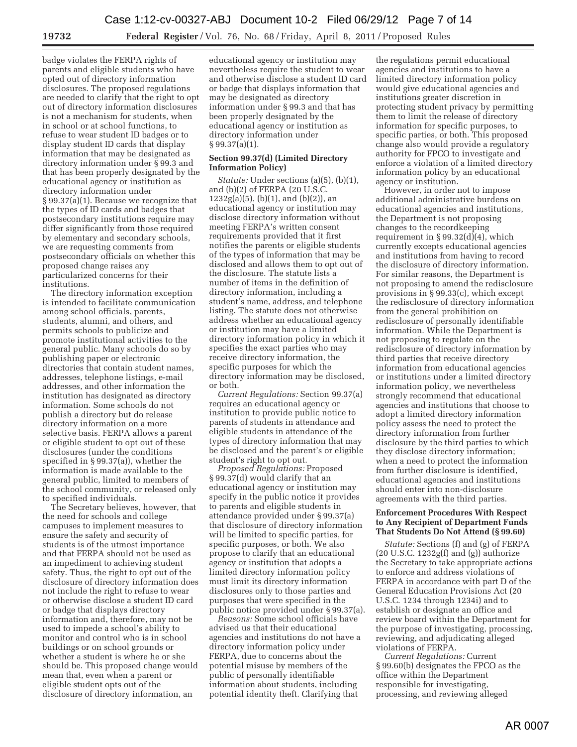badge violates the FERPA rights of parents and eligible students who have opted out of directory information disclosures. The proposed regulations are needed to clarify that the right to opt out of directory information disclosures is not a mechanism for students, when in school or at school functions, to refuse to wear student ID badges or to display student ID cards that display information that may be designated as directory information under § 99.3 and that has been properly designated by the educational agency or institution as directory information under § 99.37(a)(1). Because we recognize that the types of ID cards and badges that postsecondary institutions require may differ significantly from those required by elementary and secondary schools, we are requesting comments from postsecondary officials on whether this proposed change raises any particularized concerns for their institutions.

The directory information exception is intended to facilitate communication among school officials, parents, students, alumni, and others, and permits schools to publicize and promote institutional activities to the general public. Many schools do so by publishing paper or electronic directories that contain student names, addresses, telephone listings, e-mail addresses, and other information the institution has designated as directory information. Some schools do not publish a directory but do release directory information on a more selective basis. FERPA allows a parent or eligible student to opt out of these disclosures (under the conditions specified in § 99.37(a)), whether the information is made available to the general public, limited to members of the school community, or released only to specified individuals.

The Secretary believes, however, that the need for schools and college campuses to implement measures to ensure the safety and security of students is of the utmost importance and that FERPA should not be used as an impediment to achieving student safety. Thus, the right to opt out of the disclosure of directory information does not include the right to refuse to wear or otherwise disclose a student ID card or badge that displays directory information and, therefore, may not be used to impede a school's ability to monitor and control who is in school buildings or on school grounds or whether a student is where he or she should be. This proposed change would mean that, even when a parent or eligible student opts out of the disclosure of directory information, an educational agency or institution may nevertheless require the student to wear and otherwise disclose a student ID card or badge that displays information that may be designated as directory information under § 99.3 and that has been properly designated by the educational agency or institution as directory information under § 99.37(a)(1).

**Section 99.37(d) (Limited Directory Information Policy)**

*Statute:* Under sections (a)(5), (b)(1), and (b)(2) of FERPA (20 U.S.C. 1232g(a)(5), (b)(1), and (b)(2)), an educational agency or institution may disclose directory information without meeting FERPA's written consent requirements provided that it first notifies the parents or eligible students of the types of information that may be disclosed and allows them to opt out of the disclosure. The statute lists a number of items in the definition of directory information, including a student's name, address, and telephone listing. The statute does not otherwise address whether an educational agency or institution may have a limited directory information policy in which it specifies the exact parties who may receive directory information, the specific purposes for which the directory information may be disclosed, or both.

*Current Regulations:* Section 99.37(a) requires an educational agency or institution to provide public notice to parents of students in attendance and eligible students in attendance of the types of directory information that may be disclosed and the parent's or eligible student's right to opt out.

*Proposed Regulations:* Proposed § 99.37(d) would clarify that an educational agency or institution may specify in the public notice it provides to parents and eligible students in attendance provided under § 99.37(a) that disclosure of directory information will be limited to specific parties, for specific purposes, or both. We also propose to clarify that an educational agency or institution that adopts a limited directory information policy must limit its directory information disclosures only to those parties and purposes that were specified in the public notice provided under § 99.37(a).

*Reasons:* Some school officials have advised us that their educational agencies and institutions do not have a directory information policy under FERPA, due to concerns about the potential misuse by members of the public of personally identifiable information about students, including potential identity theft. Clarifying that the regulations permit educational agencies and institutions to have a limited directory information policy would give educational agencies and institutions greater discretion in protecting student privacy by permitting them to limit the release of directory information for specific purposes, to specific parties, or both. This proposed change also would provide a regulatory authority for FPCO to investigate and enforce a violation of a limited directory information policy by an educational agency or institution.

However, in order not to impose additional administrative burdens on educational agencies and institutions, the Department is not proposing changes to the recordkeeping requirement in § 99.32(d)(4), which currently excepts educational agencies and institutions from having to record the disclosure of directory information. For similar reasons, the Department is not proposing to amend the redisclosure provisions in § 99.33(c), which except the redisclosure of directory information from the general prohibition on redisclosure of personally identifiable information. While the Department is not proposing to regulate on the redisclosure of directory information by third parties that receive directory information from educational agencies or institutions under a limited directory information policy, we nevertheless strongly recommend that educational agencies and institutions that choose to adopt a limited directory information policy assess the need to protect the directory information from further disclosure by the third parties to which they disclose directory information; when a need to protect the information from further disclosure is identified, educational agencies and institutions should enter into non-disclosure agreements with the third parties.

**Enforcement Procedures With Respect to Any Recipient of Department Funds That Students Do Not Attend (§ 99.60)**

*Statute:* Sections (f) and (g) of FERPA (20 U.S.C. 1232g(f) and (g)) authorize the Secretary to take appropriate actions to enforce and address violations of FERPA in accordance with part D of the General Education Provisions Act (20 U.S.C. 1234 through 1234i) and to establish or designate an office and review board within the Department for the purpose of investigating, processing, reviewing, and adjudicating alleged violations of FERPA.

*Current Regulations:* Current § 99.60(b) designates the FPCO as the office within the Department responsible for investigating, processing, and reviewing alleged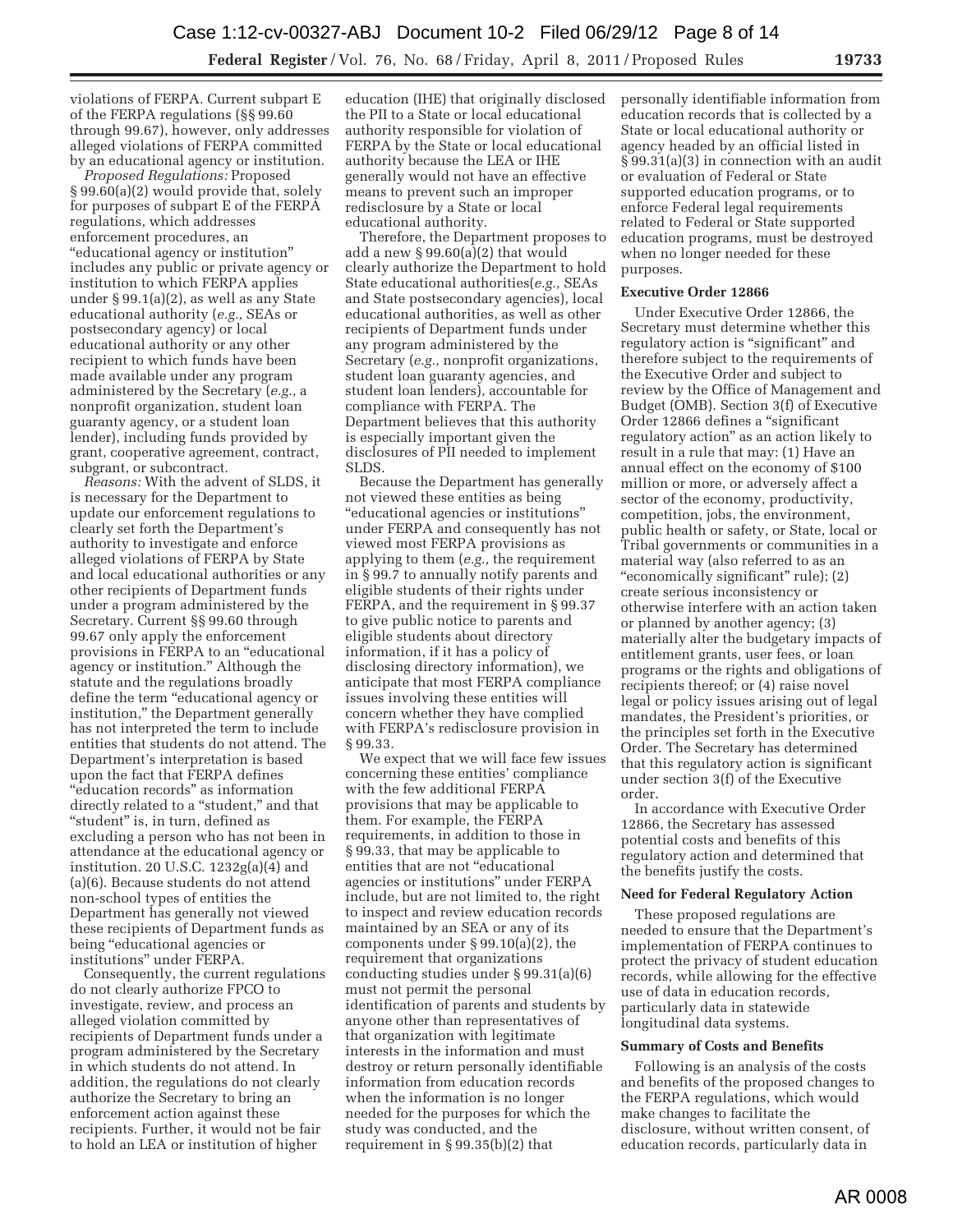violations of FERPA. Current subpart E of the FERPA regulations (§§ 99.60 through 99.67), however, only addresses alleged violations of FERPA committed by an educational agency or institution.

*Proposed Regulations:* Proposed § 99.60(a)(2) would provide that, solely for purposes of subpart E of the FERPA regulations, which addresses enforcement procedures, an "educational agency or institution" includes any public or private agency or institution to which FERPA applies under § 99.1(a)(2), as well as any State educational authority (*e.g.,* SEAs or postsecondary agency) or local educational authority or any other recipient to which funds have been made available under any program administered by the Secretary (*e.g.,* a nonprofit organization, student loan guaranty agency, or a student loan lender), including funds provided by grant, cooperative agreement, contract, subgrant, or subcontract.

*Reasons:* With the advent of SLDS, it is necessary for the Department to update our enforcement regulations to clearly set forth the Department's authority to investigate and enforce alleged violations of FERPA by State and local educational authorities or any other recipients of Department funds under a program administered by the Secretary. Current §§ 99.60 through 99.67 only apply the enforcement provisions in FERPA to an "educational agency or institution." Although the statute and the regulations broadly define the term "educational agency or institution," the Department generally has not interpreted the term to include entities that students do not attend. The Department's interpretation is based upon the fact that FERPA defines "education records" as information directly related to a "student," and that "student" is, in turn, defined as excluding a person who has not been in attendance at the educational agency or institution. 20 U.S.C. 1232g(a)(4) and (a)(6). Because students do not attend non-school types of entities the Department has generally not viewed these recipients of Department funds as being "educational agencies or institutions" under FERPA.

Consequently, the current regulations do not clearly authorize FPCO to investigate, review, and process an alleged violation committed by recipients of Department funds under a program administered by the Secretary in which students do not attend. In addition, the regulations do not clearly authorize the Secretary to bring an enforcement action against these recipients. Further, it would not be fair to hold an LEA or institution of higher education (IHE) that originally disclosed the PII to a State or local educational authority responsible for violation of FERPA by the State or local educational authority because the LEA or IHE generally would not have an effective means to prevent such an improper redisclosure by a State or local educational authority.

Therefore, the Department proposes to add a new § 99.60(a)(2) that would clearly authorize the Department to hold State educational authorities(*e.g.,* SEAs and State postsecondary agencies), local educational authorities, as well as other recipients of Department funds under any program administered by the Secretary (*e.g.,* nonprofit organizations, student loan guaranty agencies, and student loan lenders), accountable for compliance with FERPA. The Department believes that this authority is especially important given the disclosures of PII needed to implement SLDS.

Because the Department has generally not viewed these entities as being "educational agencies or institutions" under FERPA and consequently has not viewed most FERPA provisions as applying to them (*e.g.,* the requirement in § 99.7 to annually notify parents and eligible students of their rights under FERPA, and the requirement in § 99.37 to give public notice to parents and eligible students about directory information, if it has a policy of disclosing directory information), we anticipate that most FERPA compliance issues involving these entities will concern whether they have complied with FERPA's redisclosure provision in § 99.33.

We expect that we will face few issues concerning these entities' compliance with the few additional FERPA provisions that may be applicable to them. For example, the FERPA requirements, in addition to those in § 99.33, that may be applicable to entities that are not "educational agencies or institutions" under FERPA include, but are not limited to, the right to inspect and review education records maintained by an SEA or any of its components under § 99.10(a)(2), the requirement that organizations conducting studies under § 99.31(a)(6) must not permit the personal identification of parents and students by anyone other than representatives of that organization with legitimate interests in the information and must destroy or return personally identifiable information from education records when the information is no longer needed for the purposes for which the study was conducted, and the requirement in § 99.35(b)(2) that personally identifiable information from education records that is collected by a State or local educational authority or agency headed by an official listed in § 99.31(a)(3) in connection with an audit or evaluation of Federal or State supported education programs, or to enforce Federal legal requirements related to Federal or State supported education programs, must be destroyed when no longer needed for these purposes.

**Executive Order 12866**

Under Executive Order 12866, the Secretary must determine whether this regulatory action is "significant" and therefore subject to the requirements of the Executive Order and subject to review by the Office of Management and Budget (OMB). Section 3(f) of Executive Order 12866 defines a "significant regulatory action" as an action likely to result in a rule that may: (1) Have an annual effect on the economy of $100 million or more, or adversely affect a sector of the economy, productivity, competition, jobs, the environment, public health or safety, or State, local or Tribal governments or communities in a material way (also referred to as an "economically significant" rule); (2) create serious inconsistency or otherwise interfere with an action taken or planned by another agency; (3) materially alter the budgetary impacts of entitlement grants, user fees, or loan programs or the rights and obligations of recipients thereof; or (4) raise novel legal or policy issues arising out of legal mandates, the President's priorities, or the principles set forth in the Executive Order. The Secretary has determined that this regulatory action is significant under section 3(f) of the Executive order.

In accordance with Executive Order 12866, the Secretary has assessed potential costs and benefits of this regulatory action and determined that the benefits justify the costs.

**Need for Federal Regulatory Action**

These proposed regulations are needed to ensure that the Department's implementation of FERPA continues to protect the privacy of student education records, while allowing for the effective use of data in education records, particularly data in statewide longitudinal data systems.

**Summary of Costs and Benefits**

Following is an analysis of the costs and benefits of the proposed changes to the FERPA regulations, which would make changes to facilitate the disclosure, without written consent, of education records, particularly data in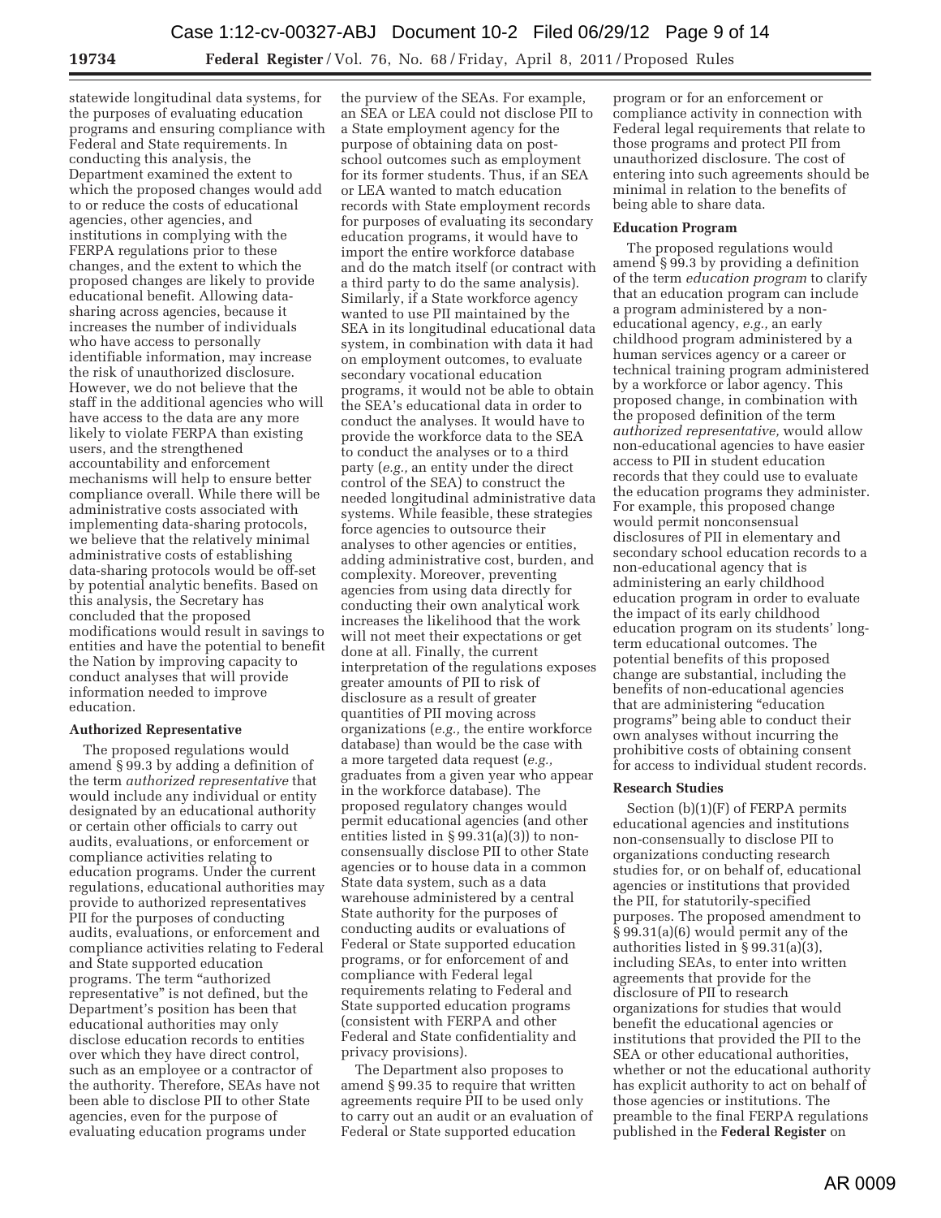statewide longitudinal data systems, for the purposes of evaluating education programs and ensuring compliance with Federal and State requirements. In conducting this analysis, the Department examined the extent to which the proposed changes would add to or reduce the costs of educational agencies, other agencies, and institutions in complying with the FERPA regulations prior to these changes, and the extent to which the proposed changes are likely to provide educational benefit. Allowing data-sharing across agencies, because it increases the number of individuals who have access to personally identifiable information, may increase the risk of unauthorized disclosure. However, we do not believe that the staff in the additional agencies who will have access to the data are any more likely to violate FERPA than existing users, and the strengthened accountability and enforcement mechanisms will help to ensure better compliance overall. While there will be administrative costs associated with implementing data-sharing protocols, we believe that the relatively minimal administrative costs of establishing data-sharing protocols would be off-set by potential analytic benefits. Based on this analysis, the Secretary has concluded that the proposed modifications would result in savings to entities and have the potential to benefit the Nation by improving capacity to conduct analyses that will provide information needed to improve education.

**Authorized Representative**

The proposed regulations would amend § 99.3 by adding a definition of the term *authorized representative* that would include any individual or entity designated by an educational authority or certain other officials to carry out audits, evaluations, or enforcement or compliance activities relating to education programs. Under the current regulations, educational authorities may provide to authorized representatives PII for the purposes of conducting audits, evaluations, or enforcement and compliance activities relating to Federal and State supported education programs. The term "authorized representative" is not defined, but the Department's position has been that educational authorities may only disclose education records to entities over which they have direct control, such as an employee or a contractor of the authority. Therefore, SEAs have not been able to disclose PII to other State agencies, even for the purpose of evaluating education programs under the purview of the SEAs. For example, an SEA or LEA could not disclose PII to a State employment agency for the purpose of obtaining data on post-school outcomes such as employment for its former students. Thus, if an SEA or LEA wanted to match education records with State employment records for purposes of evaluating its secondary education programs, it would have to import the entire workforce database and do the match itself (or contract with a third party to do the same analysis). Similarly, if a State workforce agency wanted to use PII maintained by the SEA in its longitudinal educational data system, in combination with data it had on employment outcomes, to evaluate secondary vocational education programs, it would not be able to obtain the SEA's educational data in order to conduct the analyses. It would have to provide the workforce data to the SEA to conduct the analyses or to a third party (*e.g.,* an entity under the direct control of the SEA) to construct the needed longitudinal administrative data systems. While feasible, these strategies force agencies to outsource their analyses to other agencies or entities, adding administrative cost, burden, and complexity. Moreover, preventing agencies from using data directly for conducting their own analytical work increases the likelihood that the work will not meet their expectations or get done at all. Finally, the current interpretation of the regulations exposes greater amounts of PII to risk of disclosure as a result of greater quantities of PII moving across organizations (*e.g.,* the entire workforce database) than would be the case with a more targeted data request (*e.g.,* graduates from a given year who appear in the workforce database). The proposed regulatory changes would permit educational agencies (and other entities listed in § 99.31(a)(3)) to non-consensually disclose PII to other State agencies or to house data in a common State data system, such as a data warehouse administered by a central State authority for the purposes of conducting audits or evaluations of Federal or State supported education programs, or for enforcement of and compliance with Federal legal requirements relating to Federal and State supported education programs (consistent with FERPA and other Federal and State confidentiality and privacy provisions).

The Department also proposes to amend § 99.35 to require that written agreements require PII to be used only to carry out an audit or an evaluation of Federal or State supported education program or for an enforcement or compliance activity in connection with Federal legal requirements that relate to those programs and protect PII from unauthorized disclosure. The cost of entering into such agreements should be minimal in relation to the benefits of being able to share data.

**Education Program**

The proposed regulations would amend § 99.3 by providing a definition of the term *education program* to clarify that an education program can include a program administered by a non-educational agency, *e.g.,* an early childhood program administered by a human services agency or a career or technical training program administered by a workforce or labor agency. This proposed change, in combination with the proposed definition of the term *authorized representative,* would allow non-educational agencies to have easier access to PII in student education records that they could use to evaluate the education programs they administer. For example, this proposed change would permit nonconsensual disclosures of PII in elementary and secondary school education records to a non-educational agency that is administering an early childhood education program in order to evaluate the impact of its early childhood education program on its students' long-term educational outcomes. The potential benefits of this proposed change are substantial, including the benefits of non-educational agencies that are administering "education programs" being able to conduct their own analyses without incurring the prohibitive costs of obtaining consent for access to individual student records.

**Research Studies**

Section (b)(1)(F) of FERPA permits educational agencies and institutions non-consensually to disclose PII to organizations conducting research studies for, or on behalf of, educational agencies or institutions that provided the PII, for statutorily-specified purposes. The proposed amendment to § 99.31(a)(6) would permit any of the authorities listed in § 99.31(a)(3), including SEAs, to enter into written agreements that provide for the disclosure of PII to research organizations for studies that would benefit the educational agencies or institutions that provided the PII to the SEA or other educational authorities, whether or not the educational authority has explicit authority to act on behalf of those agencies or institutions. The preamble to the final FERPA regulations published in the **Federal Register** on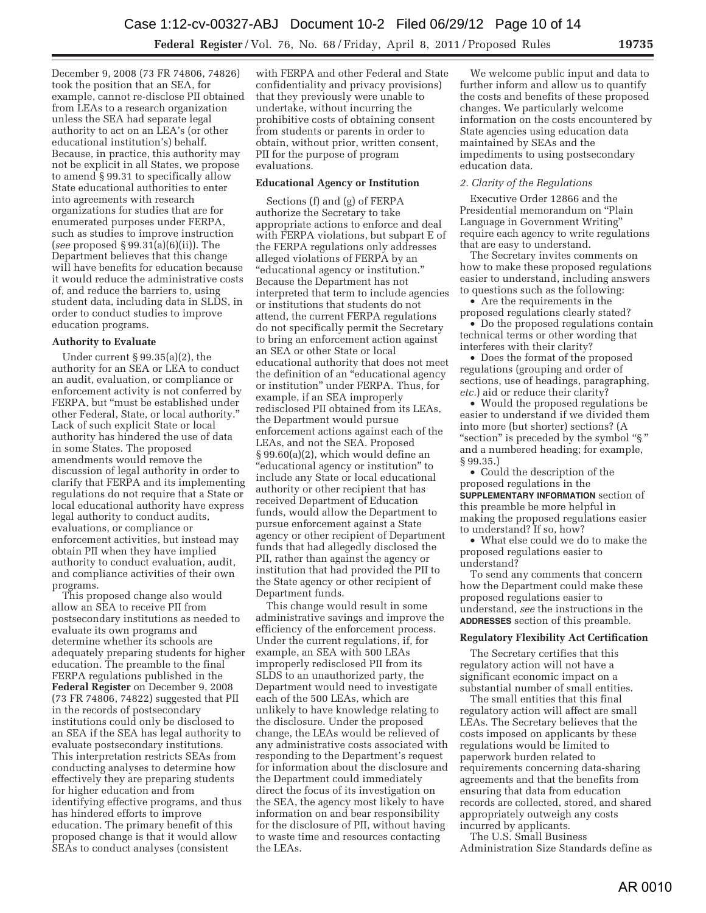December 9, 2008 (73 FR 74806, 74826) took the position that an SEA, for example, cannot re-disclose PII obtained from LEAs to a research organization unless the SEA had separate legal authority to act on an LEA's (or other educational institution's) behalf. Because, in practice, this authority may not be explicit in all States, we propose to amend § 99.31 to specifically allow State educational authorities to enter into agreements with research organizations for studies that are for enumerated purposes under FERPA, such as studies to improve instruction (*see* proposed § 99.31(a)(6)(ii)). The Department believes that this change will have benefits for education because it would reduce the administrative costs of, and reduce the barriers to, using student data, including data in SLDS, in order to conduct studies to improve education programs.

**Authority to Evaluate**

Under current § 99.35(a)(2), the authority for an SEA or LEA to conduct an audit, evaluation, or compliance or enforcement activity is not conferred by FERPA, but "must be established under other Federal, State, or local authority." Lack of such explicit State or local authority has hindered the use of data in some States. The proposed amendments would remove the discussion of legal authority in order to clarify that FERPA and its implementing regulations do not require that a State or local educational authority have express legal authority to conduct audits, evaluations, or compliance or enforcement activities, but instead may obtain PII when they have implied authority to conduct evaluation, audit, and compliance activities of their own programs.

This proposed change also would allow an SEA to receive PII from postsecondary institutions as needed to evaluate its own programs and determine whether its schools are adequately preparing students for higher education. The preamble to the final FERPA regulations published in the **Federal Register** on December 9, 2008 (73 FR 74806, 74822) suggested that PII in the records of postsecondary institutions could only be disclosed to an SEA if the SEA has legal authority to evaluate postsecondary institutions. This interpretation restricts SEAs from conducting analyses to determine how effectively they are preparing students for higher education and from identifying effective programs, and thus has hindered efforts to improve education. The primary benefit of this proposed change is that it would allow SEAs to conduct analyses (consistent with FERPA and other Federal and State confidentiality and privacy provisions) that they previously were unable to undertake, without incurring the prohibitive costs of obtaining consent from students or parents in order to obtain, without prior, written consent, PII for the purpose of program evaluations.

**Educational Agency or Institution**

Sections (f) and (g) of FERPA authorize the Secretary to take appropriate actions to enforce and deal with FERPA violations, but subpart E of the FERPA regulations only addresses alleged violations of FERPA by an "educational agency or institution." Because the Department has not interpreted that term to include agencies or institutions that students do not attend, the current FERPA regulations do not specifically permit the Secretary to bring an enforcement action against an SEA or other State or local educational authority that does not meet the definition of an "educational agency or institution" under FERPA. Thus, for example, if an SEA improperly redisclosed PII obtained from its LEAs, the Department would pursue enforcement actions against each of the LEAs, and not the SEA. Proposed § 99.60(a)(2), which would define an "educational agency or institution" to include any State or local educational authority or other recipient that has received Department of Education funds, would allow the Department to pursue enforcement against a State agency or other recipient of Department funds that had allegedly disclosed the PII, rather than against the agency or institution that had provided the PII to the State agency or other recipient of Department funds.

This change would result in some administrative savings and improve the efficiency of the enforcement process. Under the current regulations, if, for example, an SEA with 500 LEAs improperly redisclosed PII from its SLDS to an unauthorized party, the Department would need to investigate each of the 500 LEAs, which are unlikely to have knowledge relating to the disclosure. Under the proposed change, the LEAs would be relieved of any administrative costs associated with responding to the Department's request for information about the disclosure and the Department could immediately direct the focus of its investigation on the SEA, the agency most likely to have information on and bear responsibility for the disclosure of PII, without having to waste time and resources contacting the LEAs.

We welcome public input and data to further inform and allow us to quantify the costs and benefits of these proposed changes. We particularly welcome information on the costs encountered by State agencies using education data maintained by SEAs and the impediments to using postsecondary education data.

*2. Clarity of the Regulations*

Executive Order 12866 and the Presidential memorandum on "Plain Language in Government Writing" require each agency to write regulations that are easy to understand.

The Secretary invites comments on how to make these proposed regulations easier to understand, including answers to questions such as the following:

- Are the requirements in the proposed regulations clearly stated?
- Do the proposed regulations contain technical terms or other wording that interferes with their clarity?
- Does the format of the proposed regulations (grouping and order of sections, use of headings, paragraphing, *etc.*) aid or reduce their clarity?
- Would the proposed regulations be easier to understand if we divided them into more (but shorter) sections? (A "section" is preceded by the symbol "§" and a numbered heading; for example, § 99.35.)
- Could the description of the proposed regulations in the **SUPPLEMENTARY INFORMATION** section of this preamble be more helpful in making the proposed regulations easier to understand? If so, how?
- What else could we do to make the proposed regulations easier to understand?

To send any comments that concern how the Department could make these proposed regulations easier to understand, *see* the instructions in the **ADDRESSES** section of this preamble.

**Regulatory Flexibility Act Certification**

The Secretary certifies that this regulatory action will not have a significant economic impact on a substantial number of small entities.

The small entities that this final regulatory action will affect are small LEAs. The Secretary believes that the costs imposed on applicants by these regulations would be limited to paperwork burden related to requirements concerning data-sharing agreements and that the benefits from ensuring that data from education records are collected, stored, and shared appropriately outweigh any costs incurred by applicants.

The U.S. Small Business Administration Size Standards define as

AR 0010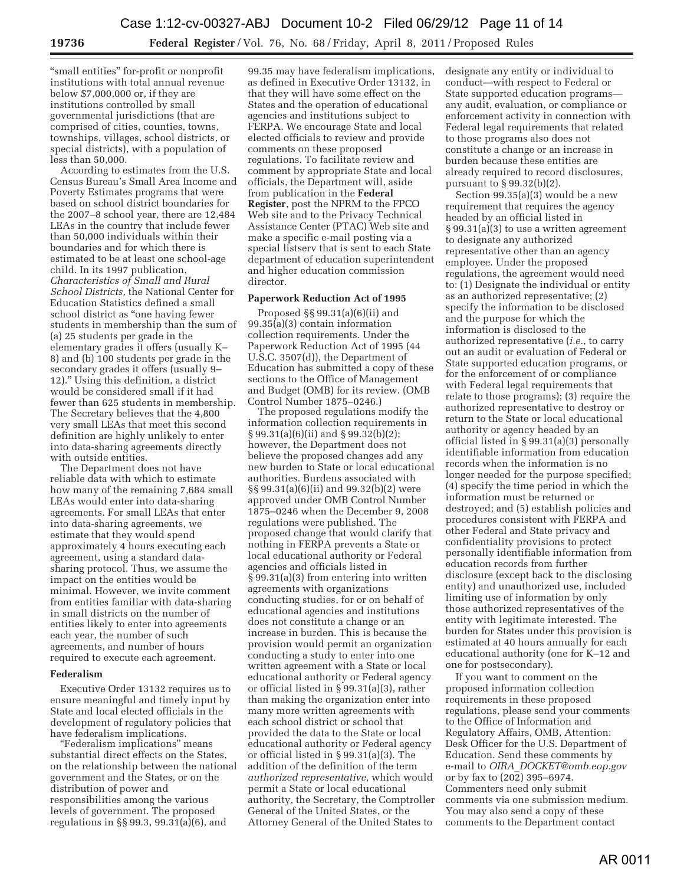"small entities" for-profit or nonprofit institutions with total annual revenue below $7,000,000 or, if they are institutions controlled by small governmental jurisdictions (that are comprised of cities, counties, towns, townships, villages, school districts, or special districts), with a population of less than 50,000.

According to estimates from the U.S. Census Bureau's Small Area Income and Poverty Estimates programs that were based on school district boundaries for the 2007–8 school year, there are 12,484 LEAs in the country that include fewer than 50,000 individuals within their boundaries and for which there is estimated to be at least one school-age child. In its 1997 publication, *Characteristics of Small and Rural School Districts,* the National Center for Education Statistics defined a small school district as "one having fewer students in membership than the sum of (a) 25 students per grade in the elementary grades it offers (usually K–8) and (b) 100 students per grade in the secondary grades it offers (usually 9–12)." Using this definition, a district would be considered small if it had fewer than 625 students in membership. The Secretary believes that the 4,800 very small LEAs that meet this second definition are highly unlikely to enter into data-sharing agreements directly with outside entities.

The Department does not have reliable data with which to estimate how many of the remaining 7,684 small LEAs would enter into data-sharing agreements. For small LEAs that enter into data-sharing agreements, we estimate that they would spend approximately 4 hours executing each agreement, using a standard data-sharing protocol. Thus, we assume the impact on the entities would be minimal. However, we invite comment from entities familiar with data-sharing in small districts on the number of entities likely to enter into agreements each year, the number of such agreements, and number of hours required to execute each agreement.

### Federalism

Executive Order 13132 requires us to ensure meaningful and timely input by State and local elected officials in the development of regulatory policies that have federalism implications.

"Federalism implications" means substantial direct effects on the States, on the relationship between the national government and the States, or on the distribution of power and responsibilities among the various levels of government. The proposed regulations in §§ 99.3, 99.31(a)(6), and 99.35 may have federalism implications, as defined in Executive Order 13132, in that they will have some effect on the States and the operation of educational agencies and institutions subject to FERPA. We encourage State and local elected officials to review and provide comments on these proposed regulations. To facilitate review and comment by appropriate State and local officials, the Department will, aside from publication in the **Federal Register**, post the NPRM to the FPCO Web site and to the Privacy Technical Assistance Center (PTAC) Web site and make a specific e-mail posting via a special listserv that is sent to each State department of education superintendent and higher education commission director.

### Paperwork Reduction Act of 1995

Proposed §§ 99.31(a)(6)(ii) and 99.35(a)(3) contain information collection requirements. Under the Paperwork Reduction Act of 1995 (44 U.S.C. 3507(d)), the Department of Education has submitted a copy of these sections to the Office of Management and Budget (OMB) for its review. (OMB Control Number 1875–0246.)

The proposed regulations modify the information collection requirements in § 99.31(a)(6)(ii) and § 99.32(b)(2); however, the Department does not believe the proposed changes add any new burden to State or local educational authorities. Burdens associated with §§ 99.31(a)(6)(ii) and 99.32(b)(2) were approved under OMB Control Number 1875–0246 when the December 9, 2008 regulations were published. The proposed change that would clarify that nothing in FERPA prevents a State or local educational authority or Federal agencies and officials listed in § 99.31(a)(3) from entering into written agreements with organizations conducting studies, for or on behalf of educational agencies and institutions does not constitute a change or an increase in burden. This is because the provision would permit an organization conducting a study to enter into one written agreement with a State or local educational authority or Federal agency or official listed in § 99.31(a)(3), rather than making the organization enter into many more written agreements with each school district or school that provided the data to the State or local educational authority or Federal agency or official listed in § 99.31(a)(3). The addition of the definition of the term *authorized representative,* which would permit a State or local educational authority, the Secretary, the Comptroller General of the United States, or the Attorney General of the United States to designate any entity or individual to conduct—with respect to Federal or State supported education programs—any audit, evaluation, or compliance or enforcement activity in connection with Federal legal requirements that related to those programs also does not constitute a change or an increase in burden because these entities are already required to record disclosures, pursuant to § 99.32(b)(2).

Section 99.35(a)(3) would be a new requirement that requires the agency headed by an official listed in § 99.31(a)(3) to use a written agreement to designate any authorized representative other than an agency employee. Under the proposed regulations, the agreement would need to: (1) Designate the individual or entity as an authorized representative; (2) specify the information to be disclosed and the purpose for which the information is disclosed to the authorized representative (*i.e.,* to carry out an audit or evaluation of Federal or State supported education programs, or for the enforcement of or compliance with Federal legal requirements that relate to those programs); (3) require the authorized representative to destroy or return to the State or local educational authority or agency headed by an official listed in § 99.31(a)(3) personally identifiable information from education records when the information is no longer needed for the purpose specified; (4) specify the time period in which the information must be returned or destroyed; and (5) establish policies and procedures consistent with FERPA and other Federal and State privacy and confidentiality provisions to protect personally identifiable information from education records from further disclosure (except back to the disclosing entity) and unauthorized use, included limiting use of information by only those authorized representatives of the entity with legitimate interested. The burden for States under this provision is estimated at 40 hours annually for each educational authority (one for K–12 and one for postsecondary).

If you want to comment on the proposed information collection requirements in these proposed regulations, please send your comments to the Office of Information and Regulatory Affairs, OMB, Attention: Desk Officer for the U.S. Department of Education. Send these comments by e-mail to *OIRA_DOCKET@omb.eop.gov* or by fax to (202) 395–6974. Commenters need only submit comments via one submission medium. You may also send a copy of these comments to the Department contact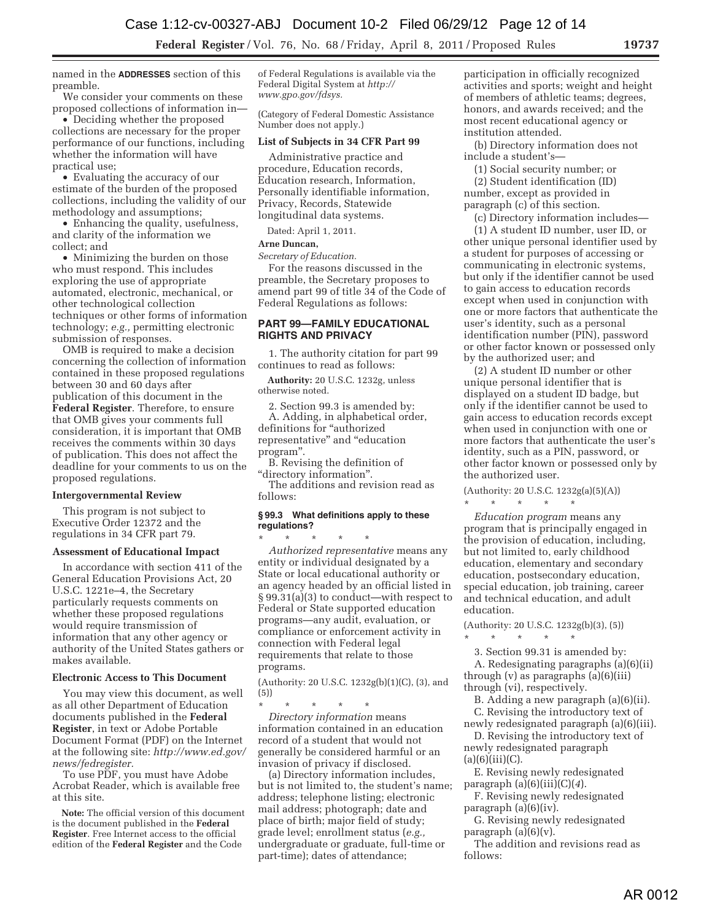named in the **ADDRESSES** section of this preamble.

We consider your comments on these proposed collections of information in—

- Deciding whether the proposed collections are necessary for the proper performance of our functions, including whether the information will have practical use;
- Evaluating the accuracy of our estimate of the burden of the proposed collections, including the validity of our methodology and assumptions;
- Enhancing the quality, usefulness, and clarity of the information we collect; and
- Minimizing the burden on those who must respond. This includes exploring the use of appropriate automated, electronic, mechanical, or other technological collection techniques or other forms of information technology; *e.g.,* permitting electronic submission of responses.

OMB is required to make a decision concerning the collection of information contained in these proposed regulations between 30 and 60 days after publication of this document in the **Federal Register**. Therefore, to ensure that OMB gives your comments full consideration, it is important that OMB receives the comments within 30 days of publication. This does not affect the deadline for your comments to us on the proposed regulations.

### Intergovernmental Review

This program is not subject to Executive Order 12372 and the regulations in 34 CFR part 79.

### Assessment of Educational Impact

In accordance with section 411 of the General Education Provisions Act, 20 U.S.C. 1221e–4, the Secretary particularly requests comments on whether these proposed regulations would require transmission of information that any other agency or authority of the United States gathers or makes available.

### Electronic Access to This Document

You may view this document, as well as all other Department of Education documents published in the **Federal Register**, in text or Adobe Portable Document Format (PDF) on the Internet at the following site: *http://www.ed.gov/news/fedregister.*

To use PDF, you must have Adobe Acrobat Reader, which is available free at this site.

**Note:** The official version of this document is the document published in the **Federal Register**. Free Internet access to the official edition of the **Federal Register** and the Code of Federal Regulations is available via the Federal Digital System at *http://www.gpo.gov/fdsys.*

(Category of Federal Domestic Assistance Number does not apply.)

### List of Subjects in 34 CFR Part 99

Administrative practice and procedure, Education records, Education research, Information, Personally identifiable information, Privacy, Records, Statewide longitudinal data systems.

Dated: April 1, 2011.

**Arne Duncan,**

*Secretary of Education.*

For the reasons discussed in the preamble, the Secretary proposes to amend part 99 of title 34 of the Code of Federal Regulations as follows:

## PART 99—FAMILY EDUCATIONAL RIGHTS AND PRIVACY

1. The authority citation for part 99 continues to read as follows:

**Authority:** 20 U.S.C. 1232g, unless otherwise noted.

2. Section 99.3 is amended by:

A. Adding, in alphabetical order, definitions for "authorized representative" and "education program".

B. Revising the definition of "directory information".

The additions and revision read as follows:

### § 99.3 What definitions apply to these regulations?

\* \* \* \* \*

*Authorized representative* means any entity or individual designated by a State or local educational authority or an agency headed by an official listed in § 99.31(a)(3) to conduct—with respect to Federal or State supported education programs—any audit, evaluation, or compliance or enforcement activity in connection with Federal legal requirements that relate to those programs.

(Authority: 20 U.S.C. 1232g(b)(1)(C), (3), and (5))

\* \* \* \* \*

*Directory information* means information contained in an education record of a student that would not generally be considered harmful or an invasion of privacy if disclosed.

(a) Directory information includes, but is not limited to, the student's name; address; telephone listing; electronic mail address; photograph; date and place of birth; major field of study; grade level; enrollment status (*e.g.,* undergraduate or graduate, full-time or part-time); dates of attendance; participation in officially recognized activities and sports; weight and height of members of athletic teams; degrees, honors, and awards received; and the most recent educational agency or institution attended.

(b) Directory information does not include a student's—

(1) Social security number; or

(2) Student identification (ID) number, except as provided in paragraph (c) of this section.

(c) Directory information includes—

(1) A student ID number, user ID, or other unique personal identifier used by a student for purposes of accessing or communicating in electronic systems, but only if the identifier cannot be used to gain access to education records except when used in conjunction with one or more factors that authenticate the user's identity, such as a personal identification number (PIN), password or other factor known or possessed only by the authorized user; and

(2) A student ID number or other unique personal identifier that is displayed on a student ID badge, but only if the identifier cannot be used to gain access to education records except when used in conjunction with one or more factors that authenticate the user's identity, such as a PIN, password, or other factor known or possessed only by the authorized user.

(Authority: 20 U.S.C. 1232g(a)(5)(A))

\* \* \* \* \*

*Education program* means any program that is principally engaged in the provision of education, including, but not limited to, early childhood education, elementary and secondary education, postsecondary education, special education, job training, career and technical education, and adult education.

(Authority: 20 U.S.C. 1232g(b)(3), (5))

\* \* \* \* \*

3. Section 99.31 is amended by:

A. Redesignating paragraphs (a)(6)(ii) through (v) as paragraphs (a)(6)(iii) through (vi), respectively.

B. Adding a new paragraph (a)(6)(ii).

C. Revising the introductory text of newly redesignated paragraph (a)(6)(iii).

D. Revising the introductory text of newly redesignated paragraph (a)(6)(iii)(C).

E. Revising newly redesignated paragraph (a)(6)(iii)(C)(*4*).

F. Revising newly redesignated paragraph (a)(6)(iv).

G. Revising newly redesignated paragraph (a)(6)(v).

The addition and revisions read as follows: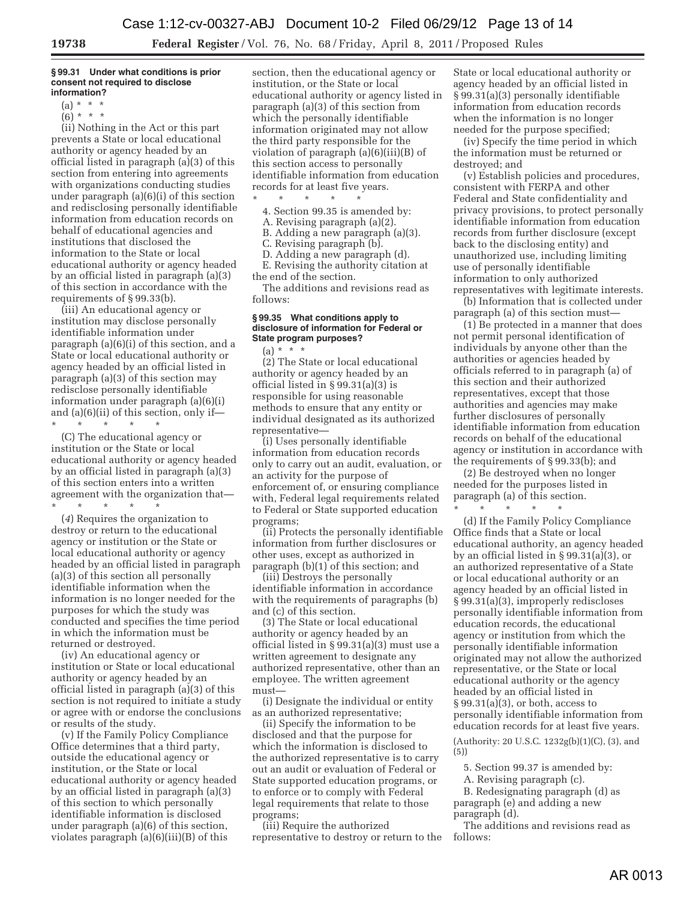**§ 99.31 Under what conditions is prior consent not required to disclose information?**

(a) * * *

(6) * * *

(ii) Nothing in the Act or this part prevents a State or local educational authority or agency headed by an official listed in paragraph (a)(3) of this section from entering into agreements with organizations conducting studies under paragraph (a)(6)(i) of this section and redisclosing personally identifiable information from education records on behalf of educational agencies and institutions that disclosed the information to the State or local educational authority or agency headed by an official listed in paragraph (a)(3) of this section in accordance with the requirements of § 99.33(b).

(iii) An educational agency or institution may disclose personally identifiable information under paragraph (a)(6)(i) of this section, and a State or local educational authority or agency headed by an official listed in paragraph (a)(3) of this section may redisclose personally identifiable information under paragraph (a)(6)(i) and (a)(6)(ii) of this section, only if—

\* \* \* \* \*

(C) The educational agency or institution or the State or local educational authority or agency headed by an official listed in paragraph (a)(3) of this section enters into a written agreement with the organization that—

\* \* \* \* \*

(*4*) Requires the organization to destroy or return to the educational agency or institution or the State or local educational authority or agency headed by an official listed in paragraph (a)(3) of this section all personally identifiable information when the information is no longer needed for the purposes for which the study was conducted and specifies the time period in which the information must be returned or destroyed.

(iv) An educational agency or institution or State or local educational authority or agency headed by an official listed in paragraph (a)(3) of this section is not required to initiate a study or agree with or endorse the conclusions or results of the study.

(v) If the Family Policy Compliance Office determines that a third party, outside the educational agency or institution, or the State or local educational authority or agency headed by an official listed in paragraph (a)(3) of this section to which personally identifiable information is disclosed under paragraph (a)(6) of this section, violates paragraph (a)(6)(iii)(B) of this section, then the educational agency or institution, or the State or local educational authority or agency listed in paragraph (a)(3) of this section from which the personally identifiable information originated may not allow the third party responsible for the violation of paragraph (a)(6)(iii)(B) of this section access to personally identifiable information from education records for at least five years.

\* \* \* \* \*

4. Section 99.35 is amended by:

A. Revising paragraph (a)(2).

B. Adding a new paragraph (a)(3).

C. Revising paragraph (b).

D. Adding a new paragraph (d).

E. Revising the authority citation at the end of the section.

The additions and revisions read as follows:

**§ 99.35 What conditions apply to disclosure of information for Federal or State program purposes?**

(a) * * *

(2) The State or local educational authority or agency headed by an official listed in § 99.31(a)(3) is responsible for using reasonable methods to ensure that any entity or individual designated as its authorized representative—

(i) Uses personally identifiable information from education records only to carry out an audit, evaluation, or an activity for the purpose of enforcement of, or ensuring compliance with, Federal legal requirements related to Federal or State supported education programs;

(ii) Protects the personally identifiable information from further disclosures or other uses, except as authorized in paragraph (b)(1) of this section; and

(iii) Destroys the personally identifiable information in accordance with the requirements of paragraphs (b) and (c) of this section.

(3) The State or local educational authority or agency headed by an official listed in § 99.31(a)(3) must use a written agreement to designate any authorized representative, other than an employee. The written agreement must—

(i) Designate the individual or entity as an authorized representative;

(ii) Specify the information to be disclosed and that the purpose for which the information is disclosed to the authorized representative is to carry out an audit or evaluation of Federal or State supported education programs, or to enforce or to comply with Federal legal requirements that relate to those programs;

(iii) Require the authorized representative to destroy or return to the State or local educational authority or agency headed by an official listed in § 99.31(a)(3) personally identifiable information from education records when the information is no longer needed for the purpose specified;

(iv) Specify the time period in which the information must be returned or destroyed; and

(v) Establish policies and procedures, consistent with FERPA and other Federal and State confidentiality and privacy provisions, to protect personally identifiable information from education records from further disclosure (except back to the disclosing entity) and unauthorized use, including limiting use of personally identifiable information to only authorized representatives with legitimate interests.

(b) Information that is collected under paragraph (a) of this section must—

(1) Be protected in a manner that does not permit personal identification of individuals by anyone other than the authorities or agencies headed by officials referred to in paragraph (a) of this section and their authorized representatives, except that those authorities and agencies may make further disclosures of personally identifiable information from education records on behalf of the educational agency or institution in accordance with the requirements of § 99.33(b); and

(2) Be destroyed when no longer needed for the purposes listed in paragraph (a) of this section.

\* \* \* \* \*

(d) If the Family Policy Compliance Office finds that a State or local educational authority, an agency headed by an official listed in § 99.31(a)(3), or an authorized representative of a State or local educational authority or an agency headed by an official listed in § 99.31(a)(3), improperly rediscloses personally identifiable information from education records, the educational agency or institution from which the personally identifiable information originated may not allow the authorized representative, or the State or local educational authority or the agency headed by an official listed in § 99.31(a)(3), or both, access to personally identifiable information from education records for at least five years.

(Authority: 20 U.S.C. 1232g(b)(1)(C), (3), and (5))

5. Section 99.37 is amended by:

A. Revising paragraph (c).

B. Redesignating paragraph (d) as paragraph (e) and adding a new paragraph (d).

The additions and revisions read as follows: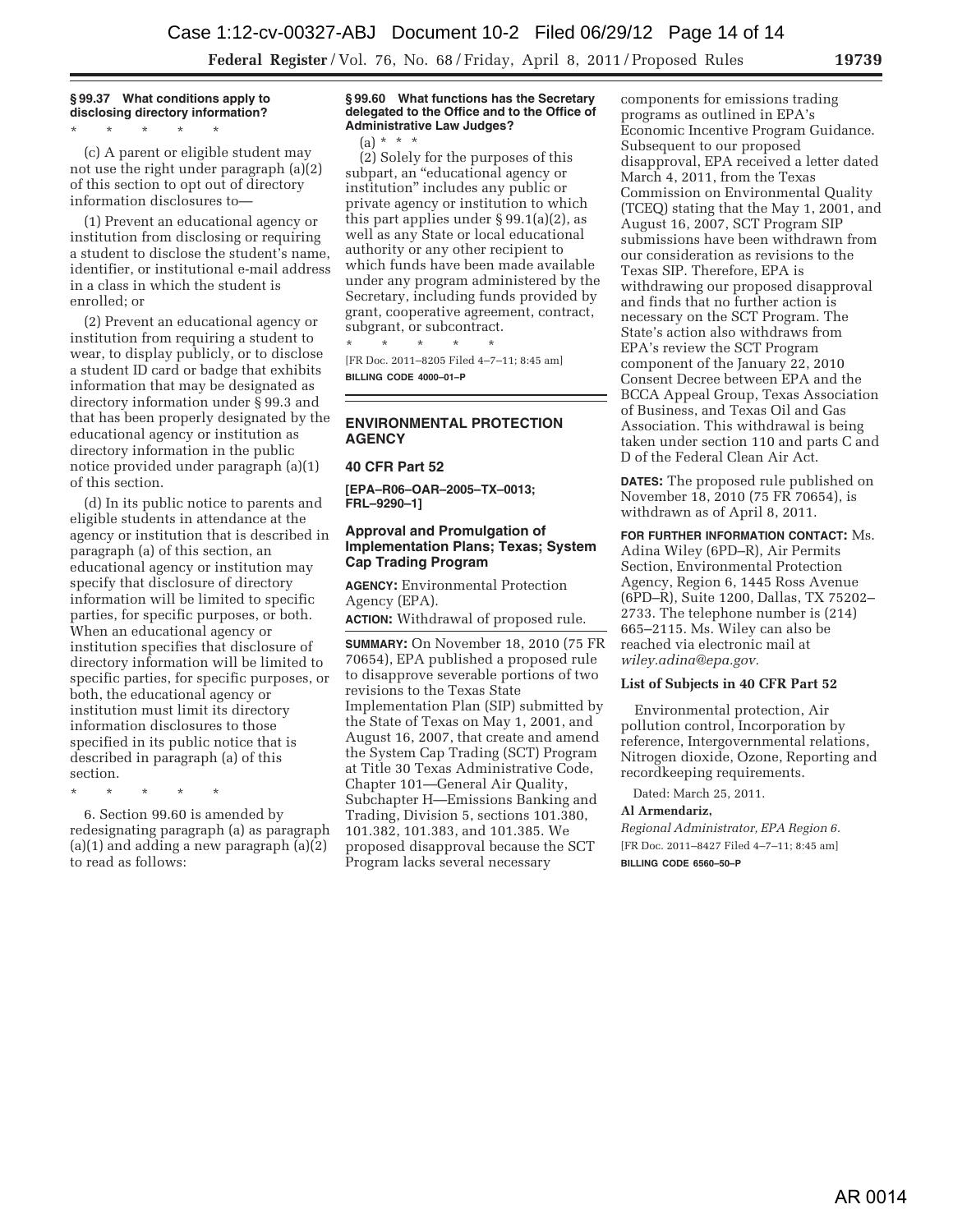**§ 99.37 What conditions apply to disclosing directory information?**

\* \* \* \* \*

(c) A parent or eligible student may not use the right under paragraph (a)(2) of this section to opt out of directory information disclosures to—

(1) Prevent an educational agency or institution from disclosing or requiring a student to disclose the student's name, identifier, or institutional e-mail address in a class in which the student is enrolled; or

(2) Prevent an educational agency or institution from requiring a student to wear, to display publicly, or to disclose a student ID card or badge that exhibits information that may be designated as directory information under § 99.3 and that has been properly designated by the educational agency or institution as directory information in the public notice provided under paragraph (a)(1) of this section.

(d) In its public notice to parents and eligible students in attendance at the agency or institution that is described in paragraph (a) of this section, an educational agency or institution may specify that disclosure of directory information will be limited to specific parties, for specific purposes, or both. When an educational agency or institution specifies that disclosure of directory information will be limited to specific parties, for specific purposes, or both, the educational agency or institution must limit its directory information disclosures to those specified in its public notice that is described in paragraph (a) of this section.

\* \* \* \* \*

6. Section 99.60 is amended by redesignating paragraph (a) as paragraph (a)(1) and adding a new paragraph (a)(2) to read as follows:

**§ 99.60 What functions has the Secretary delegated to the Office and to the Office of Administrative Law Judges?**

(a) \* \* \*

(2) Solely for the purposes of this subpart, an "educational agency or institution" includes any public or private agency or institution to which this part applies under § 99.1(a)(2), as well as any State or local educational authority or any other recipient to which funds have been made available under any program administered by the Secretary, including funds provided by grant, cooperative agreement, contract, subgrant, or subcontract.

\* \* \* \* \*

[FR Doc. 2011–8205 Filed 4–7–11; 8:45 am]

**BILLING CODE 4000–01–P**

## ENVIRONMENTAL PROTECTION AGENCY

### 40 CFR Part 52

**[EPA–R06–OAR–2005–TX–0013; FRL–9290–1]**

### Approval and Promulgation of Implementation Plans; Texas; System Cap Trading Program

**AGENCY:** Environmental Protection Agency (EPA).

**ACTION:** Withdrawal of proposed rule.

**SUMMARY:** On November 18, 2010 (75 FR 70654), EPA published a proposed rule to disapprove severable portions of two revisions to the Texas State Implementation Plan (SIP) submitted by the State of Texas on May 1, 2001, and August 16, 2007, that create and amend the System Cap Trading (SCT) Program at Title 30 Texas Administrative Code, Chapter 101—General Air Quality, Subchapter H—Emissions Banking and Trading, Division 5, sections 101.380, 101.382, 101.383, and 101.385. We proposed disapproval because the SCT Program lacks several necessary components for emissions trading programs as outlined in EPA's Economic Incentive Program Guidance. Subsequent to our proposed disapproval, EPA received a letter dated March 4, 2011, from the Texas Commission on Environmental Quality (TCEQ) stating that the May 1, 2001, and August 16, 2007, SCT Program SIP submissions have been withdrawn from our consideration as revisions to the Texas SIP. Therefore, EPA is withdrawing our proposed disapproval and finds that no further action is necessary on the SCT Program. The State's action also withdraws from EPA's review the SCT Program component of the January 22, 2010 Consent Decree between EPA and the BCCA Appeal Group, Texas Association of Business, and Texas Oil and Gas Association. This withdrawal is being taken under section 110 and parts C and D of the Federal Clean Air Act.

**DATES:** The proposed rule published on November 18, 2010 (75 FR 70654), is withdrawn as of April 8, 2011.

**FOR FURTHER INFORMATION CONTACT:** Ms. Adina Wiley (6PD–R), Air Permits Section, Environmental Protection Agency, Region 6, 1445 Ross Avenue (6PD–R), Suite 1200, Dallas, TX 75202–2733. The telephone number is (214) 665–2115. Ms. Wiley can also be reached via electronic mail at *wiley.adina@epa.gov.*

**List of Subjects in 40 CFR Part 52**

Environmental protection, Air pollution control, Incorporation by reference, Intergovernmental relations, Nitrogen dioxide, Ozone, Reporting and recordkeeping requirements.

Dated: March 25, 2011.

**Al Armendariz,**

*Regional Administrator, EPA Region 6.*

[FR Doc. 2011–8427 Filed 4–7–11; 8:45 am]

**BILLING CODE 6560–50–P**

AR 0014